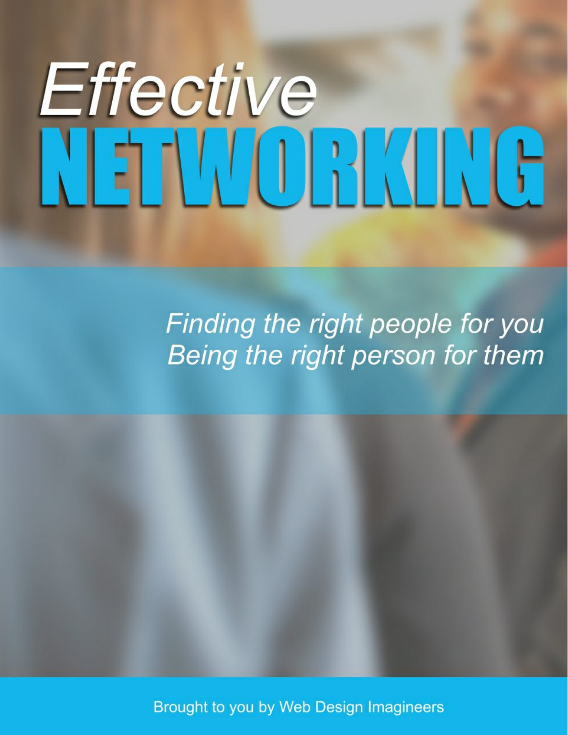# *Effective* NETWORKING

*Finding the right people for you*
*Being the right person for them*

Brought to you by Web Design Imagineers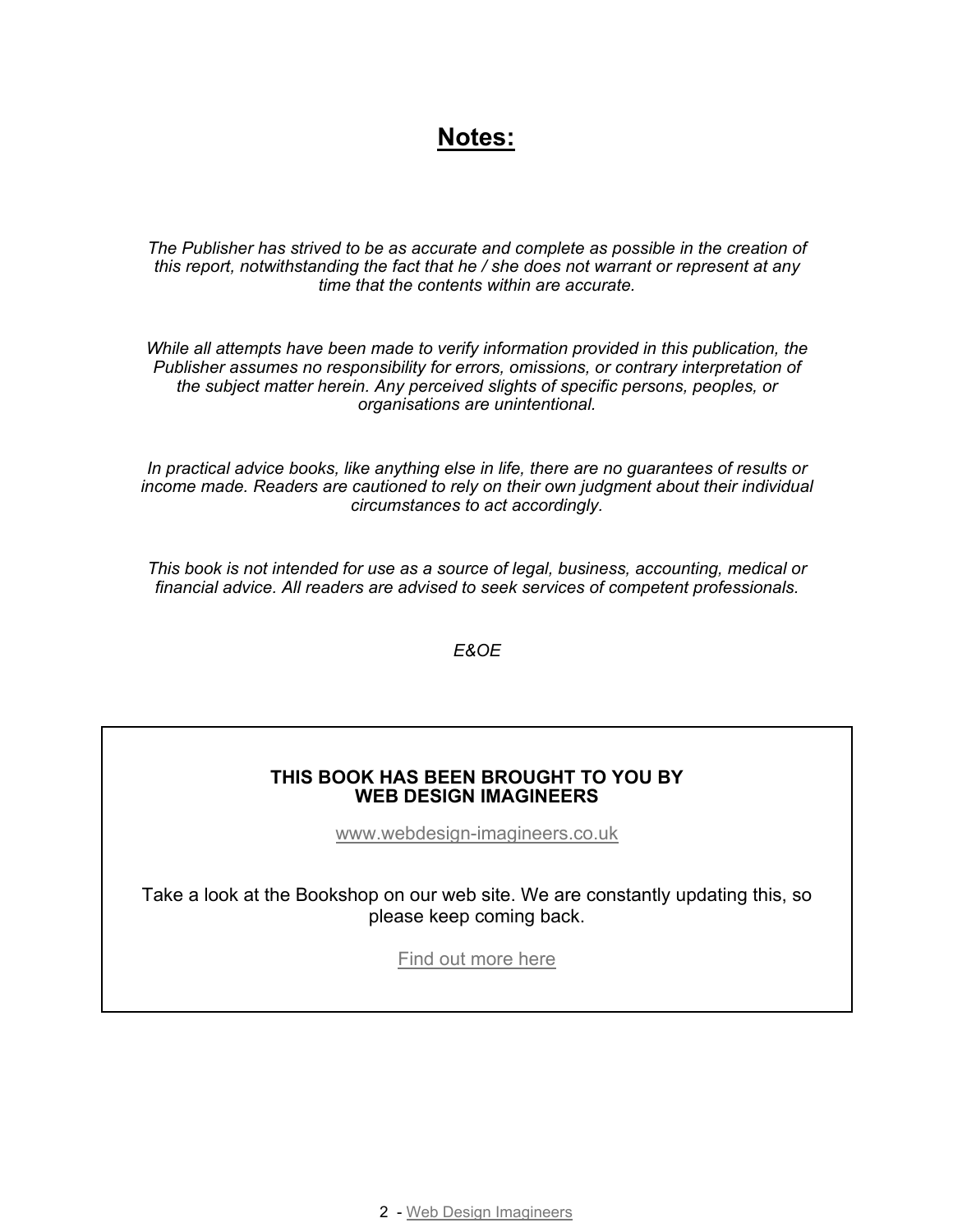# Notes:

*The Publisher has strived to be as accurate and complete as possible in the creation of this report, notwithstanding the fact that he / she does not warrant or represent at any time that the contents within are accurate.*

*While all attempts have been made to verify information provided in this publication, the Publisher assumes no responsibility for errors, omissions, or contrary interpretation of the subject matter herein. Any perceived slights of specific persons, peoples, or organisations are unintentional.*

*In practical advice books, like anything else in life, there are no guarantees of results or income made. Readers are cautioned to rely on their own judgment about their individual circumstances to act accordingly.*

*This book is not intended for use as a source of legal, business, accounting, medical or financial advice. All readers are advised to seek services of competent professionals.*

*E&OE*

**THIS BOOK HAS BEEN BROUGHT TO YOU BY WEB DESIGN IMAGINEERS**

www.webdesign-imagineers.co.uk

Take a look at the Bookshop on our web site. We are constantly updating this, so please keep coming back.

Find out more here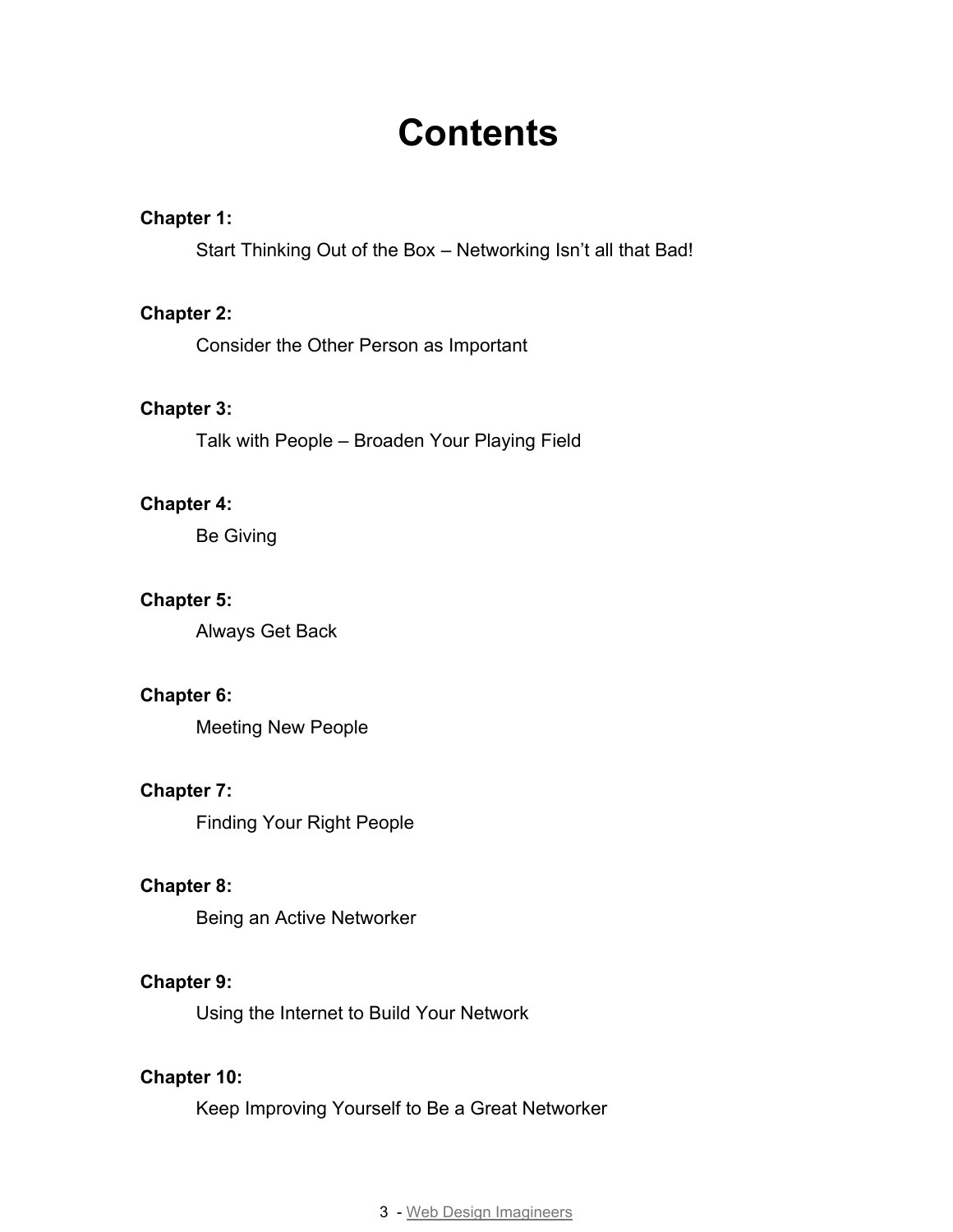# Contents

**Chapter 1:**

Start Thinking Out of the Box – Networking Isn't all that Bad!

**Chapter 2:**

Consider the Other Person as Important

**Chapter 3:**

Talk with People – Broaden Your Playing Field

**Chapter 4:**

Be Giving

**Chapter 5:**

Always Get Back

**Chapter 6:**

Meeting New People

**Chapter 7:**

Finding Your Right People

**Chapter 8:**

Being an Active Networker

**Chapter 9:**

Using the Internet to Build Your Network

**Chapter 10:**

Keep Improving Yourself to Be a Great Networker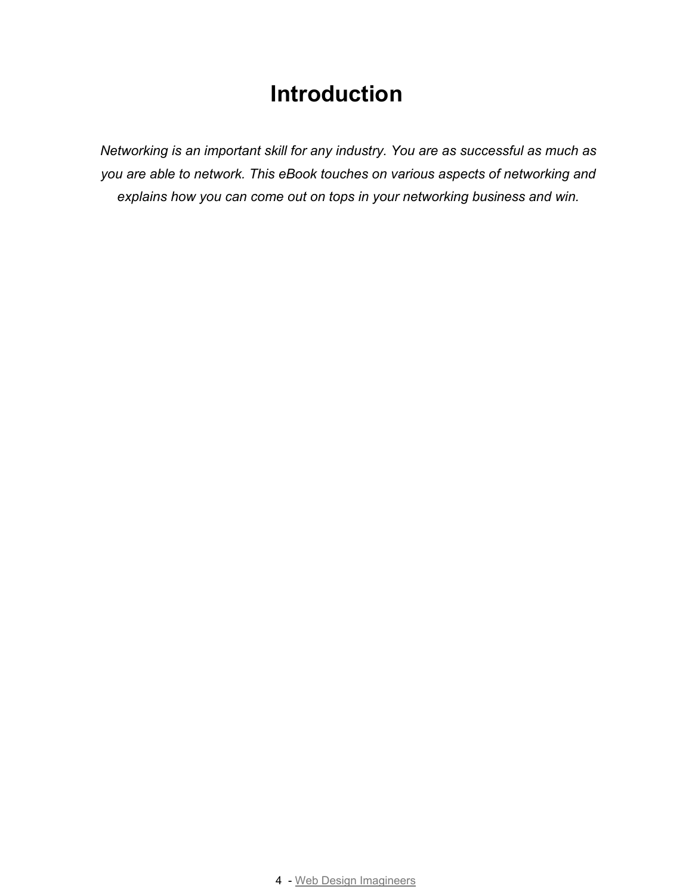# Introduction

*Networking is an important skill for any industry. You are as successful as much as you are able to network. This eBook touches on various aspects of networking and explains how you can come out on tops in your networking business and win.*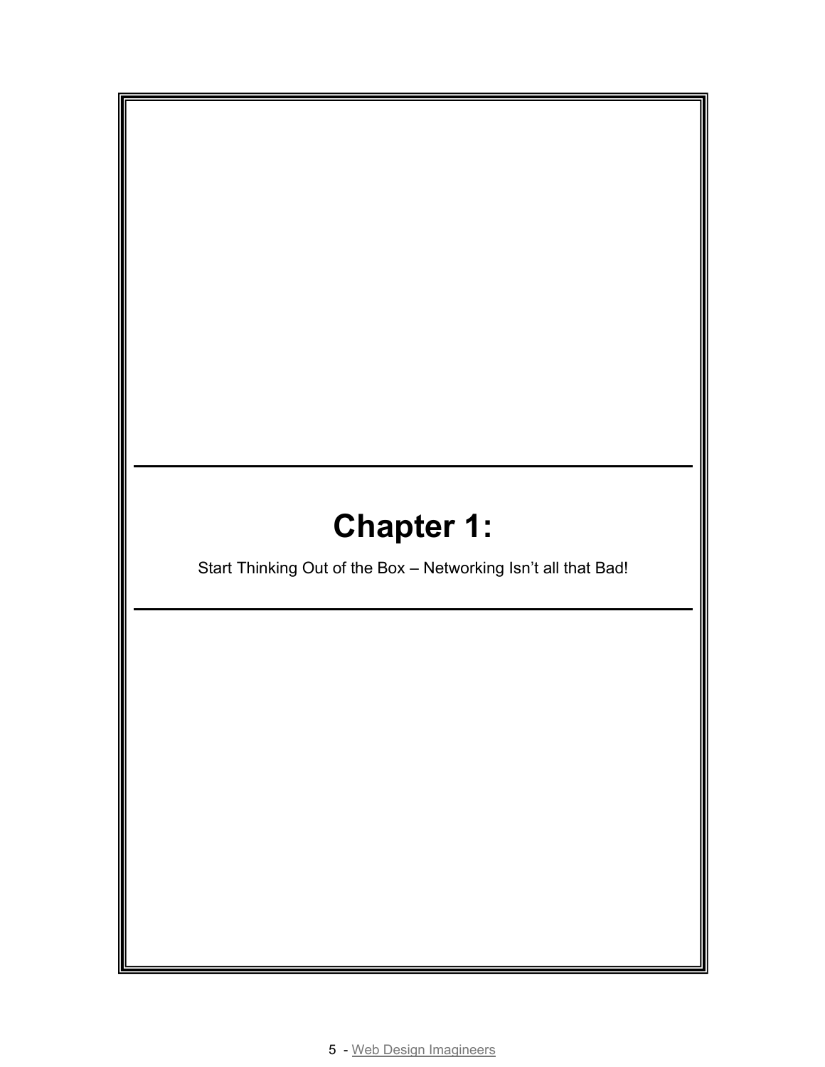# Chapter 1:

Start Thinking Out of the Box – Networking Isn't all that Bad!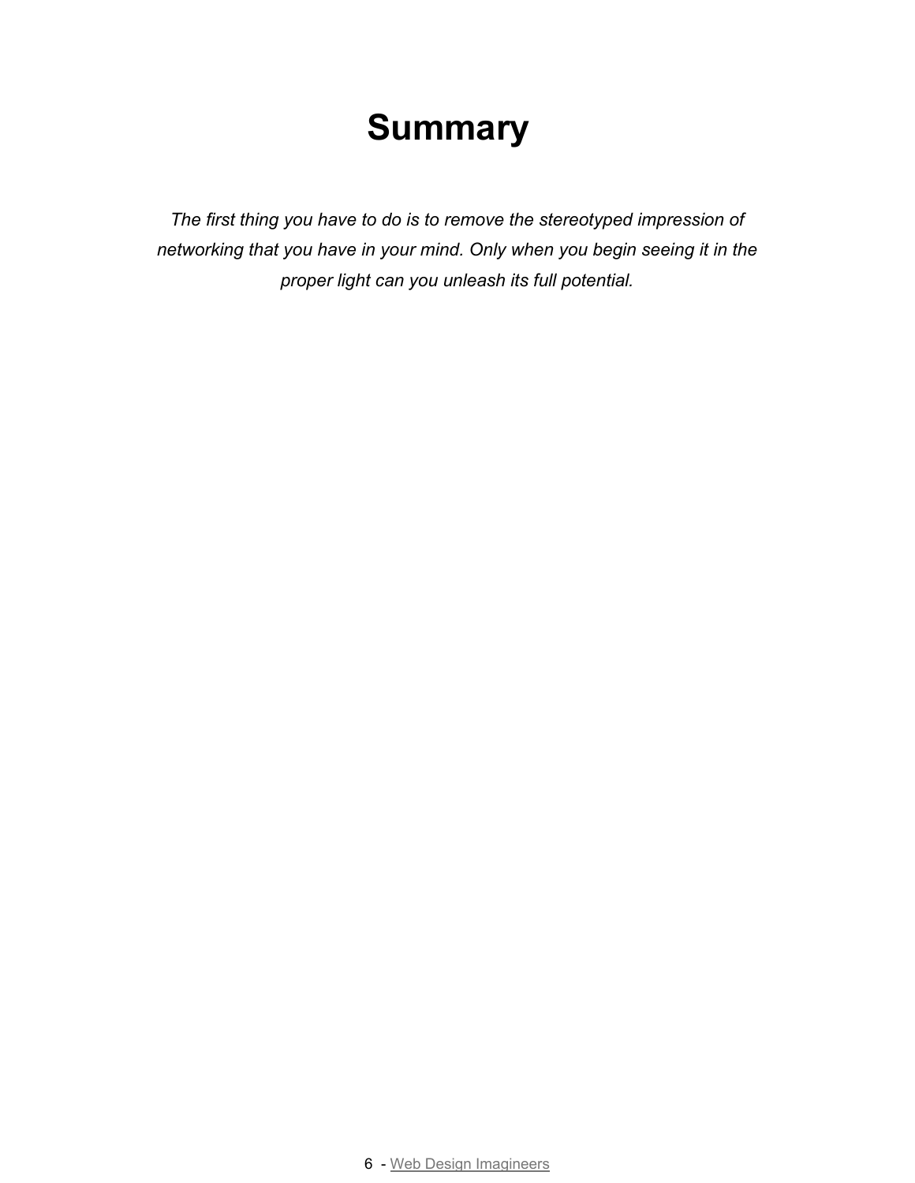# Summary

*The first thing you have to do is to remove the stereotyped impression of networking that you have in your mind. Only when you begin seeing it in the proper light can you unleash its full potential.*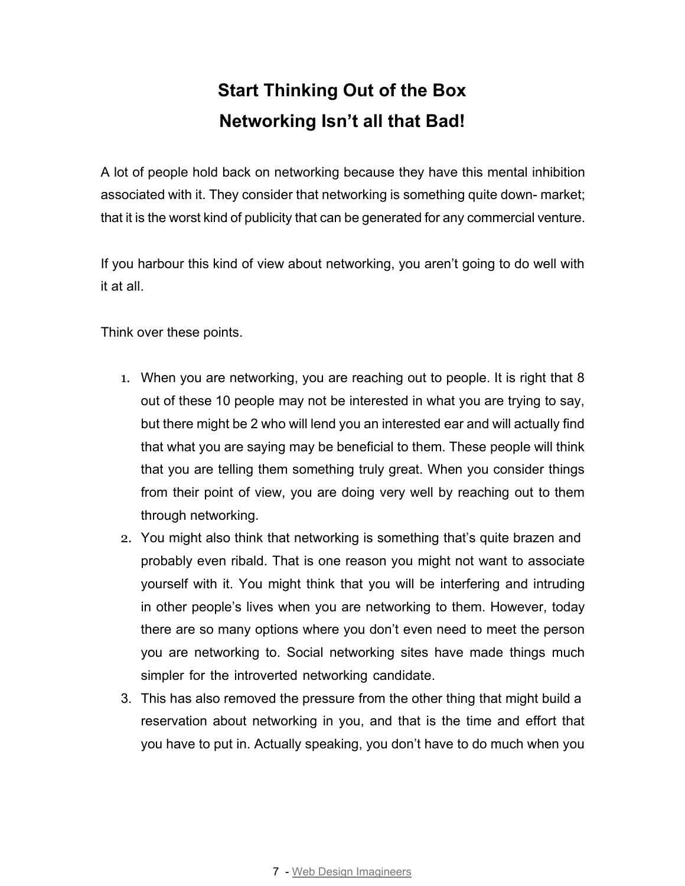# Start Thinking Out of the Box
# Networking Isn't all that Bad!

A lot of people hold back on networking because they have this mental inhibition associated with it. They consider that networking is something quite down- market; that it is the worst kind of publicity that can be generated for any commercial venture.

If you harbour this kind of view about networking, you aren't going to do well with it at all.

Think over these points.

1. When you are networking, you are reaching out to people. It is right that 8 out of these 10 people may not be interested in what you are trying to say, but there might be 2 who will lend you an interested ear and will actually find that what you are saying may be beneficial to them. These people will think that you are telling them something truly great. When you consider things from their point of view, you are doing very well by reaching out to them through networking.
2. You might also think that networking is something that's quite brazen and probably even ribald. That is one reason you might not want to associate yourself with it. You might think that you will be interfering and intruding in other people's lives when you are networking to them. However, today there are so many options where you don't even need to meet the person you are networking to. Social networking sites have made things much simpler for the introverted networking candidate.
3. This has also removed the pressure from the other thing that might build a reservation about networking in you, and that is the time and effort that you have to put in. Actually speaking, you don't have to do much when you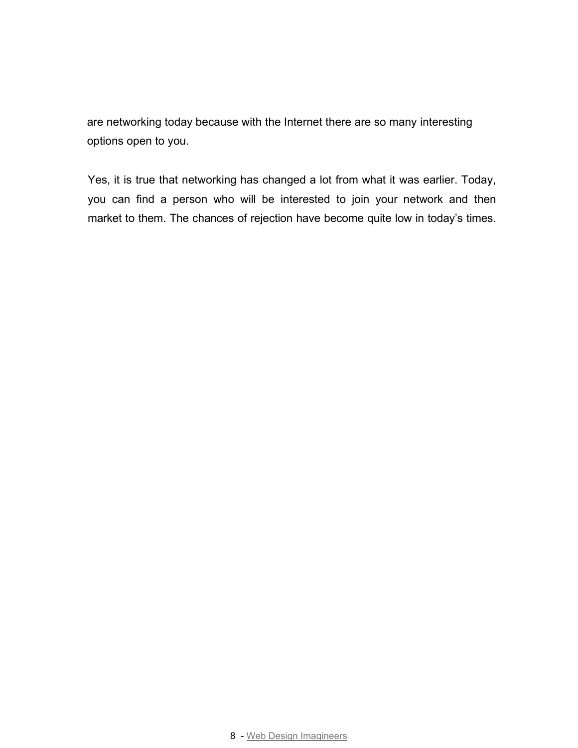are networking today because with the Internet there are so many interesting options open to you.

Yes, it is true that networking has changed a lot from what it was earlier. Today, you can find a person who will be interested to join your network and then market to them. The chances of rejection have become quite low in today's times.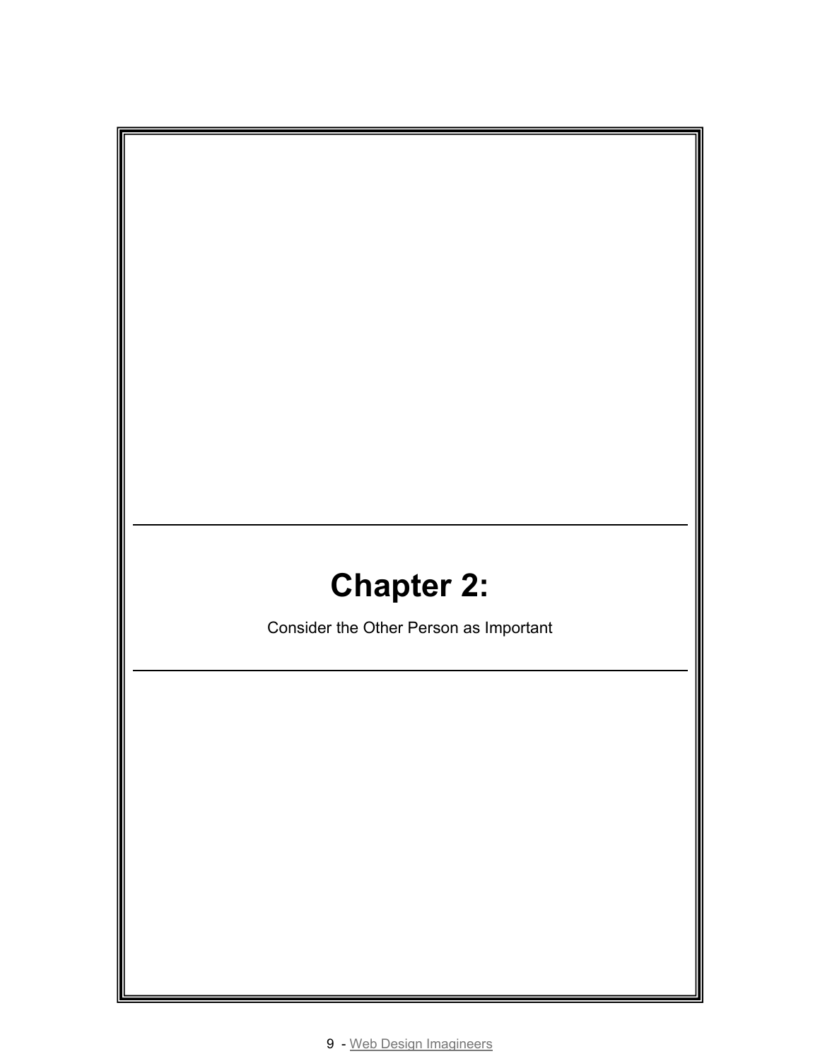# Chapter 2:

Consider the Other Person as Important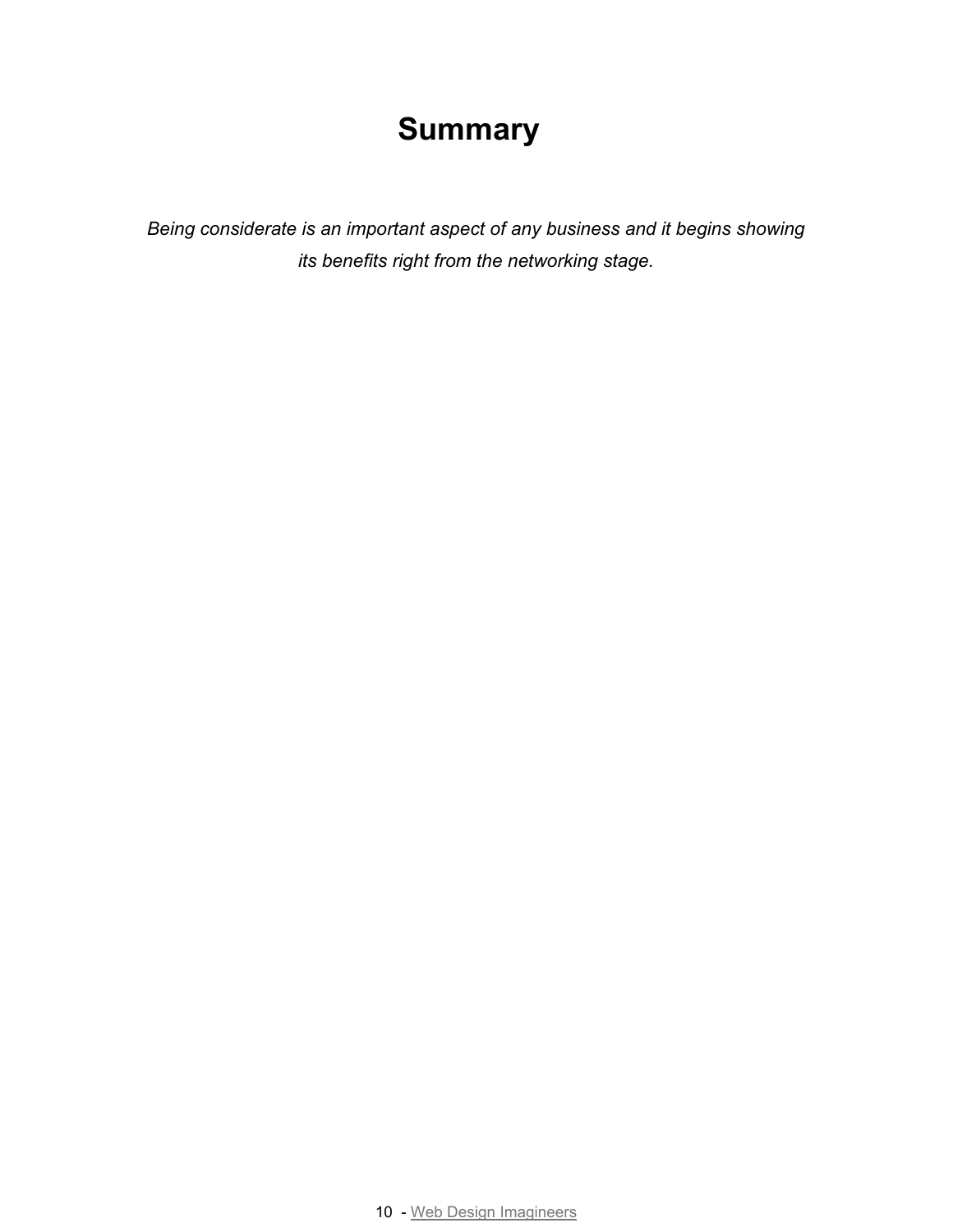# Summary

*Being considerate is an important aspect of any business and it begins showing its benefits right from the networking stage.*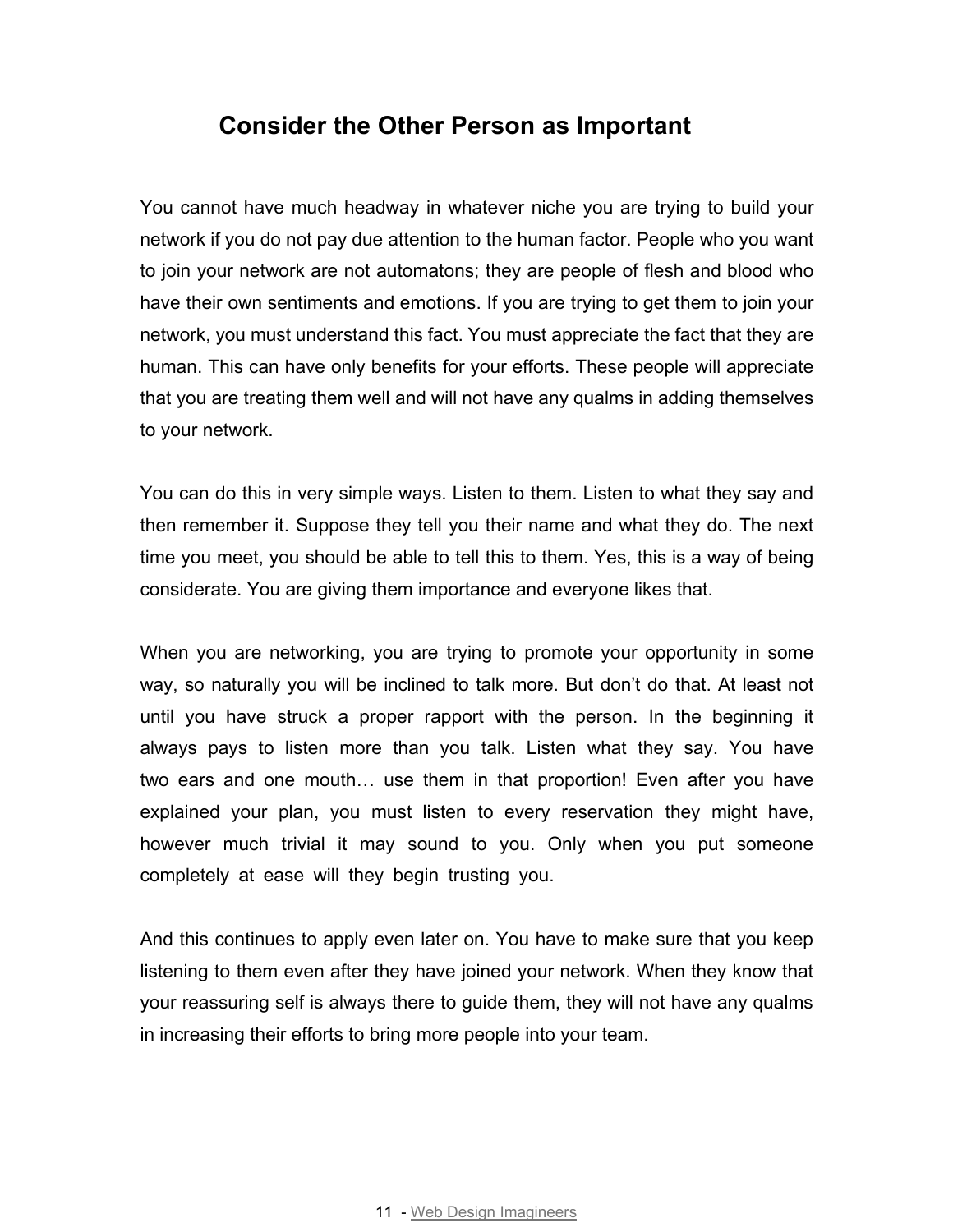## Consider the Other Person as Important

You cannot have much headway in whatever niche you are trying to build your network if you do not pay due attention to the human factor. People who you want to join your network are not automatons; they are people of flesh and blood who have their own sentiments and emotions. If you are trying to get them to join your network, you must understand this fact. You must appreciate the fact that they are human. This can have only benefits for your efforts. These people will appreciate that you are treating them well and will not have any qualms in adding themselves to your network.

You can do this in very simple ways. Listen to them. Listen to what they say and then remember it. Suppose they tell you their name and what they do. The next time you meet, you should be able to tell this to them. Yes, this is a way of being considerate. You are giving them importance and everyone likes that.

When you are networking, you are trying to promote your opportunity in some way, so naturally you will be inclined to talk more. But don't do that. At least not until you have struck a proper rapport with the person. In the beginning it always pays to listen more than you talk. Listen what they say. You have two ears and one mouth… use them in that proportion! Even after you have explained your plan, you must listen to every reservation they might have, however much trivial it may sound to you. Only when you put someone completely at ease will they begin trusting you.

And this continues to apply even later on. You have to make sure that you keep listening to them even after they have joined your network. When they know that your reassuring self is always there to guide them, they will not have any qualms in increasing their efforts to bring more people into your team.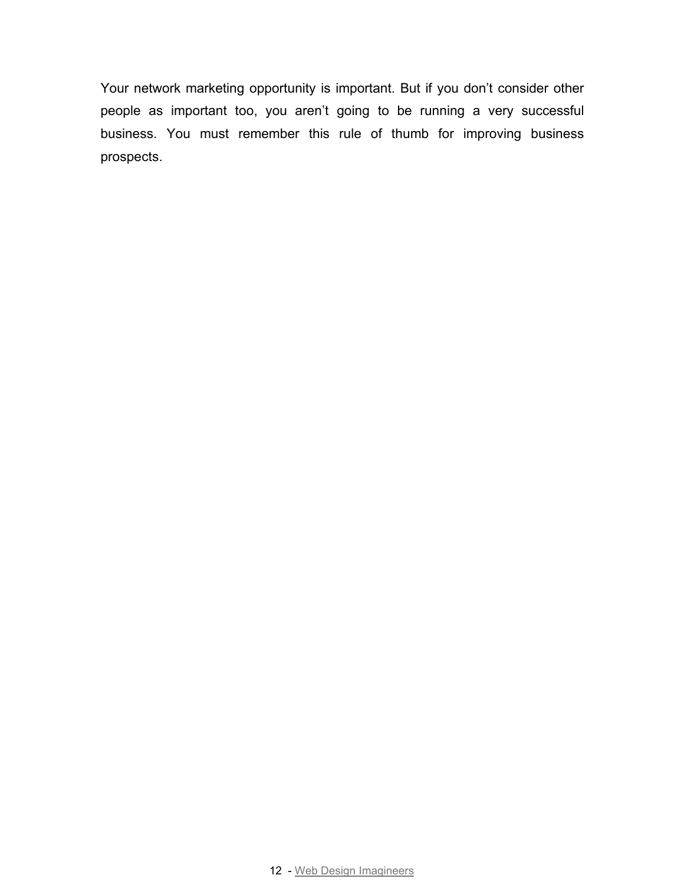Your network marketing opportunity is important. But if you don't consider other people as important too, you aren't going to be running a very successful business. You must remember this rule of thumb for improving business prospects.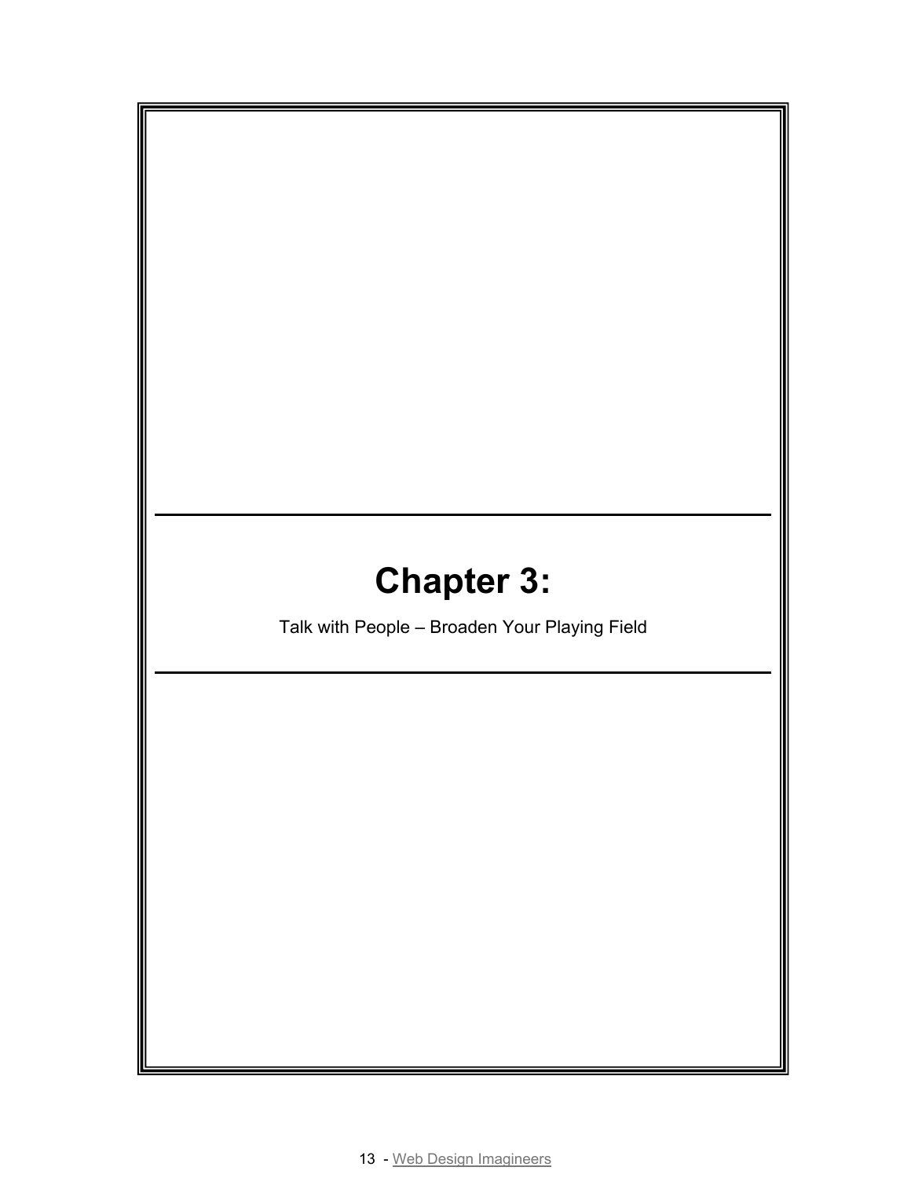# Chapter 3:

Talk with People – Broaden Your Playing Field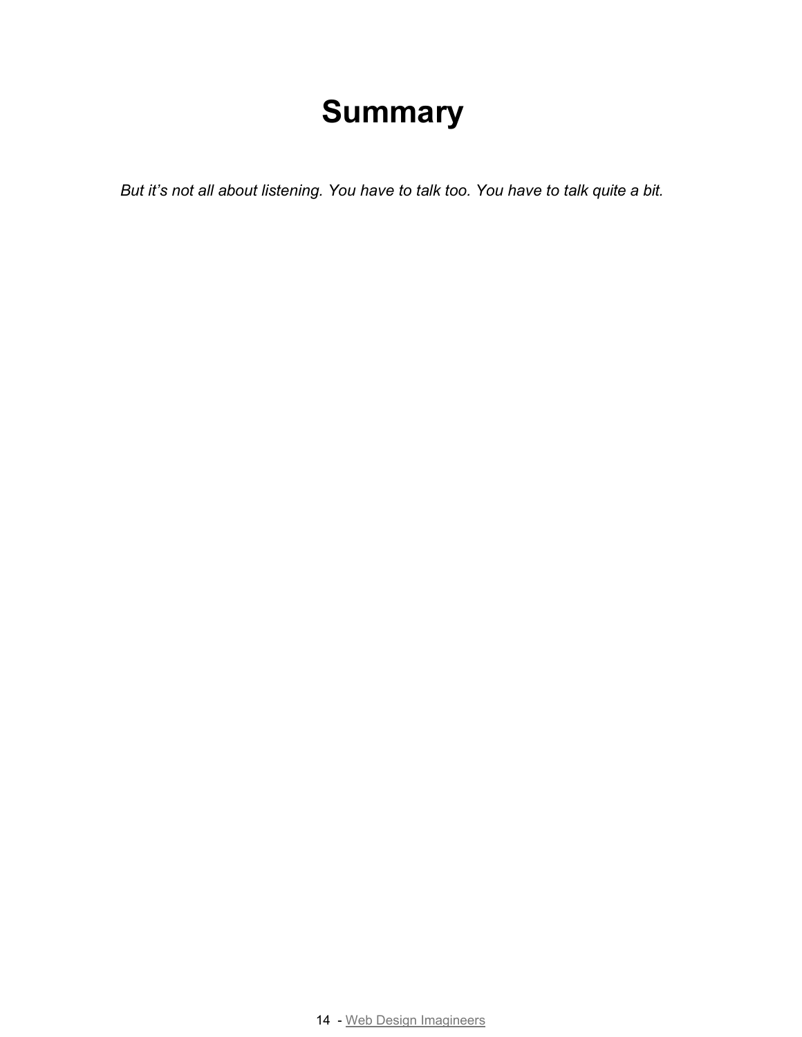# Summary

*But it's not all about listening. You have to talk too. You have to talk quite a bit.*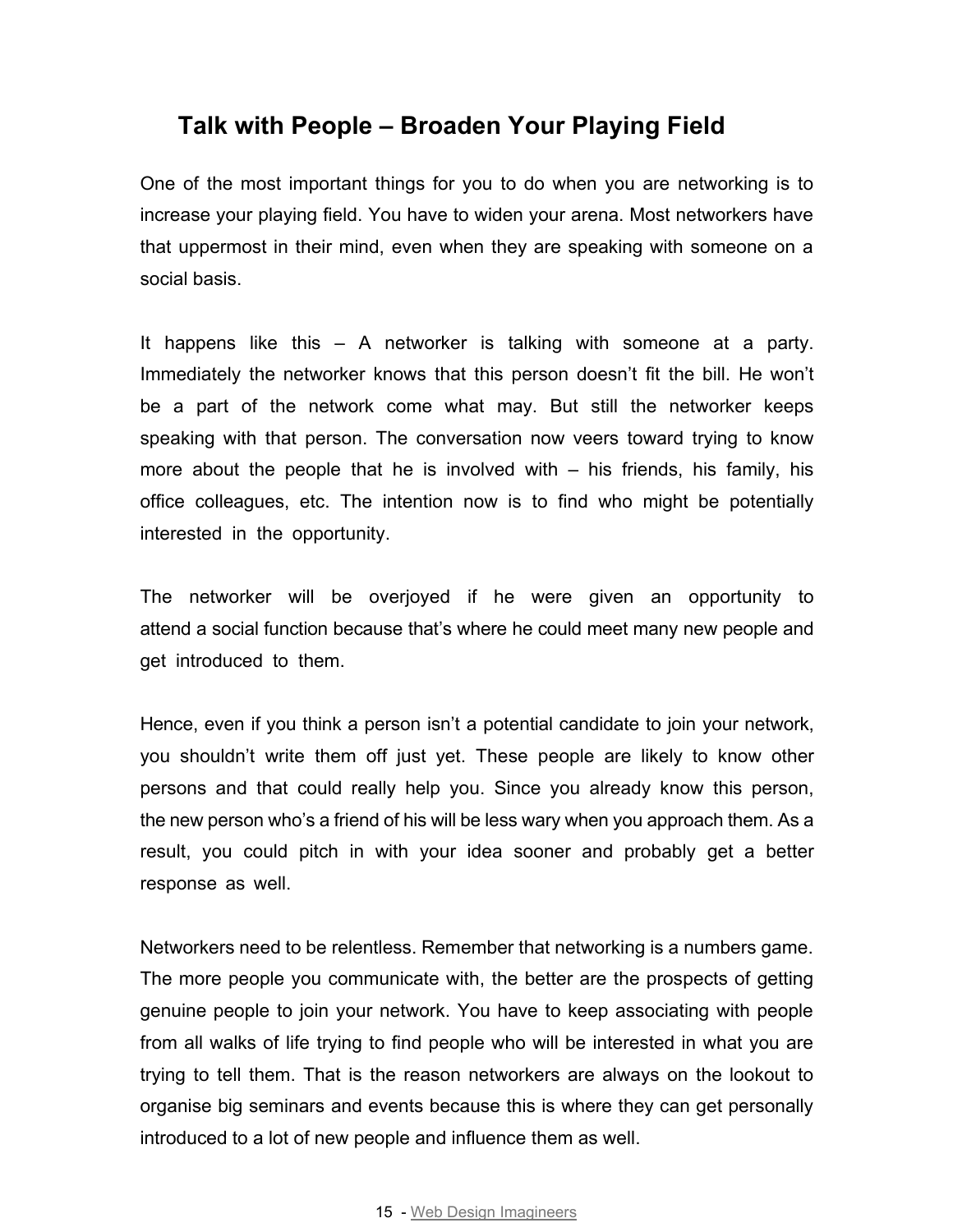## Talk with People – Broaden Your Playing Field

One of the most important things for you to do when you are networking is to increase your playing field. You have to widen your arena. Most networkers have that uppermost in their mind, even when they are speaking with someone on a social basis.

It happens like this – A networker is talking with someone at a party. Immediately the networker knows that this person doesn't fit the bill. He won't be a part of the network come what may. But still the networker keeps speaking with that person. The conversation now veers toward trying to know more about the people that he is involved with – his friends, his family, his office colleagues, etc. The intention now is to find who might be potentially interested in the opportunity.

The networker will be overjoyed if he were given an opportunity to attend a social function because that's where he could meet many new people and get introduced to them.

Hence, even if you think a person isn't a potential candidate to join your network, you shouldn't write them off just yet. These people are likely to know other persons and that could really help you. Since you already know this person, the new person who's a friend of his will be less wary when you approach them. As a result, you could pitch in with your idea sooner and probably get a better response as well.

Networkers need to be relentless. Remember that networking is a numbers game. The more people you communicate with, the better are the prospects of getting genuine people to join your network. You have to keep associating with people from all walks of life trying to find people who will be interested in what you are trying to tell them. That is the reason networkers are always on the lookout to organise big seminars and events because this is where they can get personally introduced to a lot of new people and influence them as well.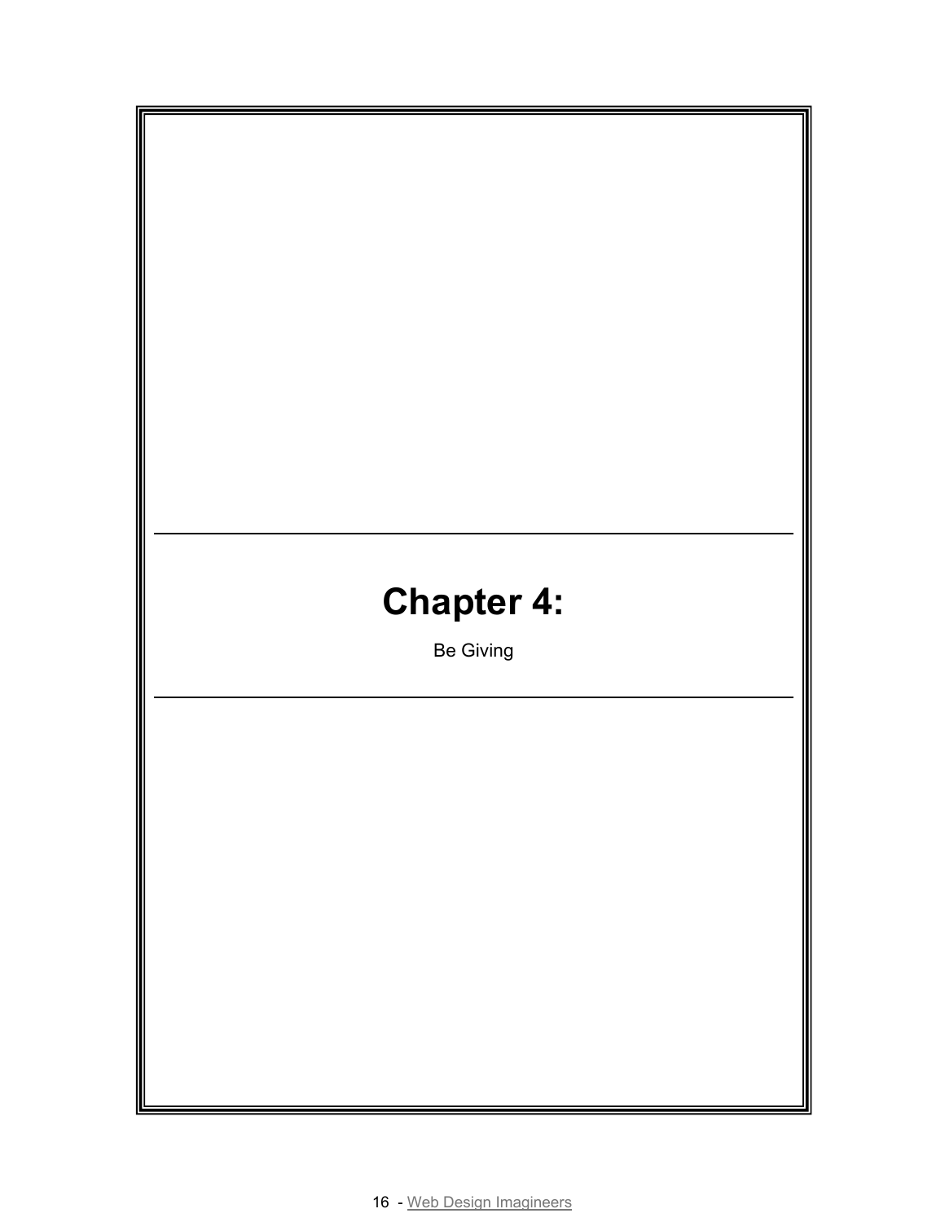# Chapter 4:

Be Giving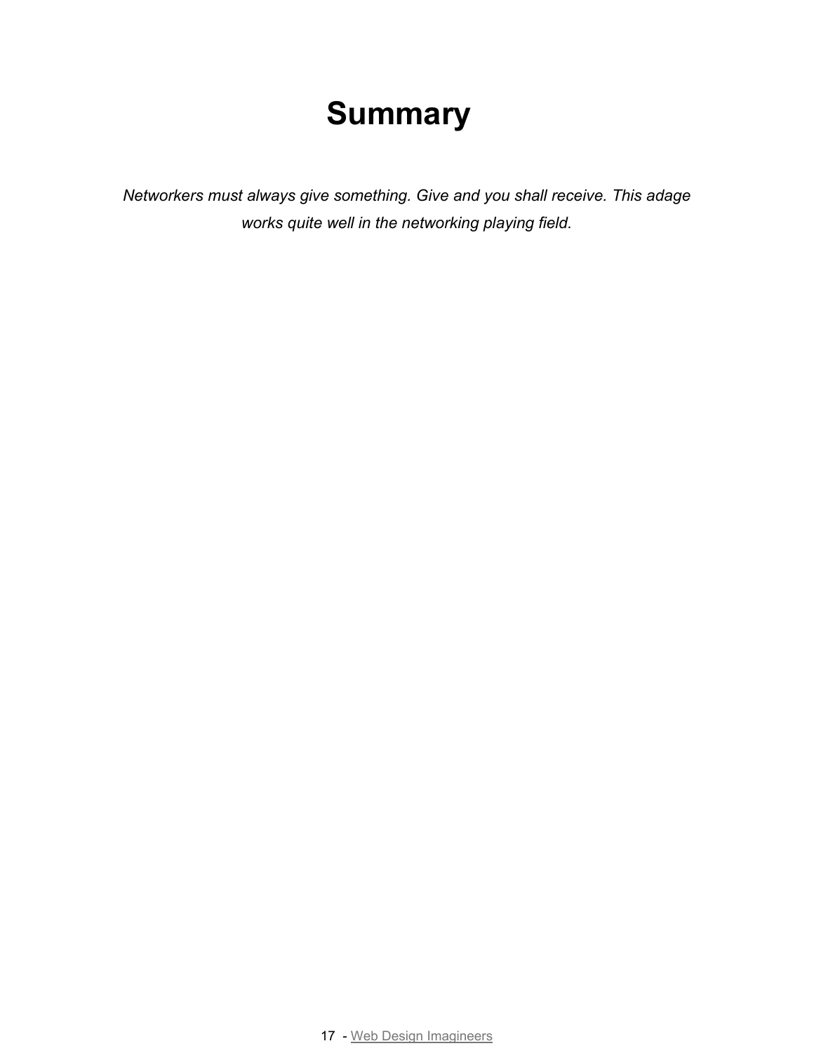# Summary

*Networkers must always give something. Give and you shall receive. This adage works quite well in the networking playing field.*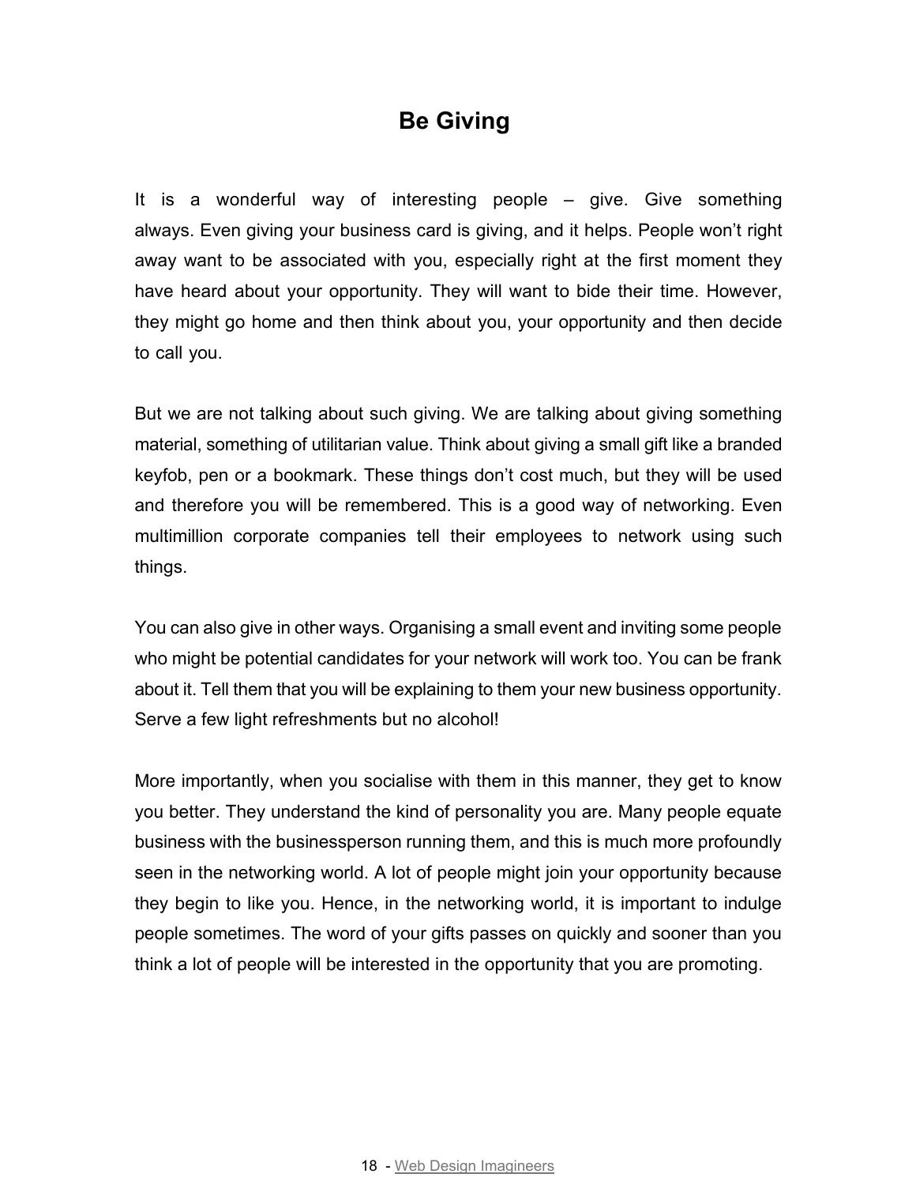# Be Giving

It is a wonderful way of interesting people – give. Give something always. Even giving your business card is giving, and it helps. People won't right away want to be associated with you, especially right at the first moment they have heard about your opportunity. They will want to bide their time. However, they might go home and then think about you, your opportunity and then decide to call you.

But we are not talking about such giving. We are talking about giving something material, something of utilitarian value. Think about giving a small gift like a branded keyfob, pen or a bookmark. These things don't cost much, but they will be used and therefore you will be remembered. This is a good way of networking. Even multimillion corporate companies tell their employees to network using such things.

You can also give in other ways. Organising a small event and inviting some people who might be potential candidates for your network will work too. You can be frank about it. Tell them that you will be explaining to them your new business opportunity. Serve a few light refreshments but no alcohol!

More importantly, when you socialise with them in this manner, they get to know you better. They understand the kind of personality you are. Many people equate business with the businessperson running them, and this is much more profoundly seen in the networking world. A lot of people might join your opportunity because they begin to like you. Hence, in the networking world, it is important to indulge people sometimes. The word of your gifts passes on quickly and sooner than you think a lot of people will be interested in the opportunity that you are promoting.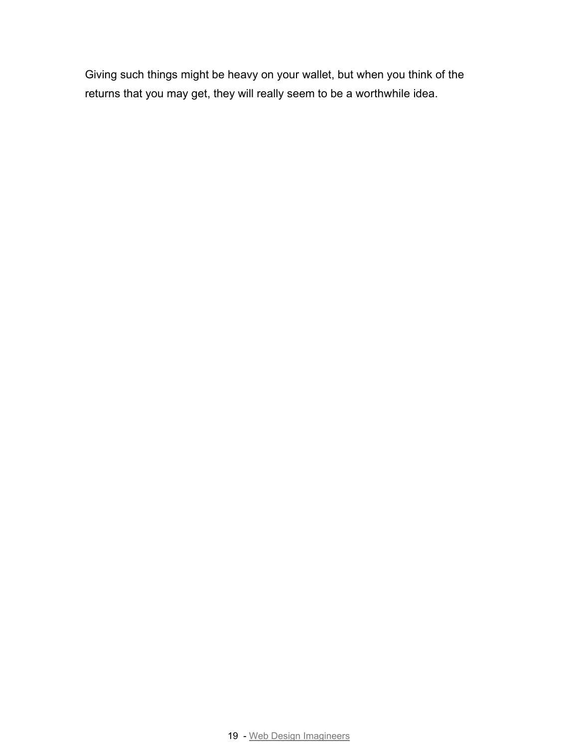Giving such things might be heavy on your wallet, but when you think of the returns that you may get, they will really seem to be a worthwhile idea.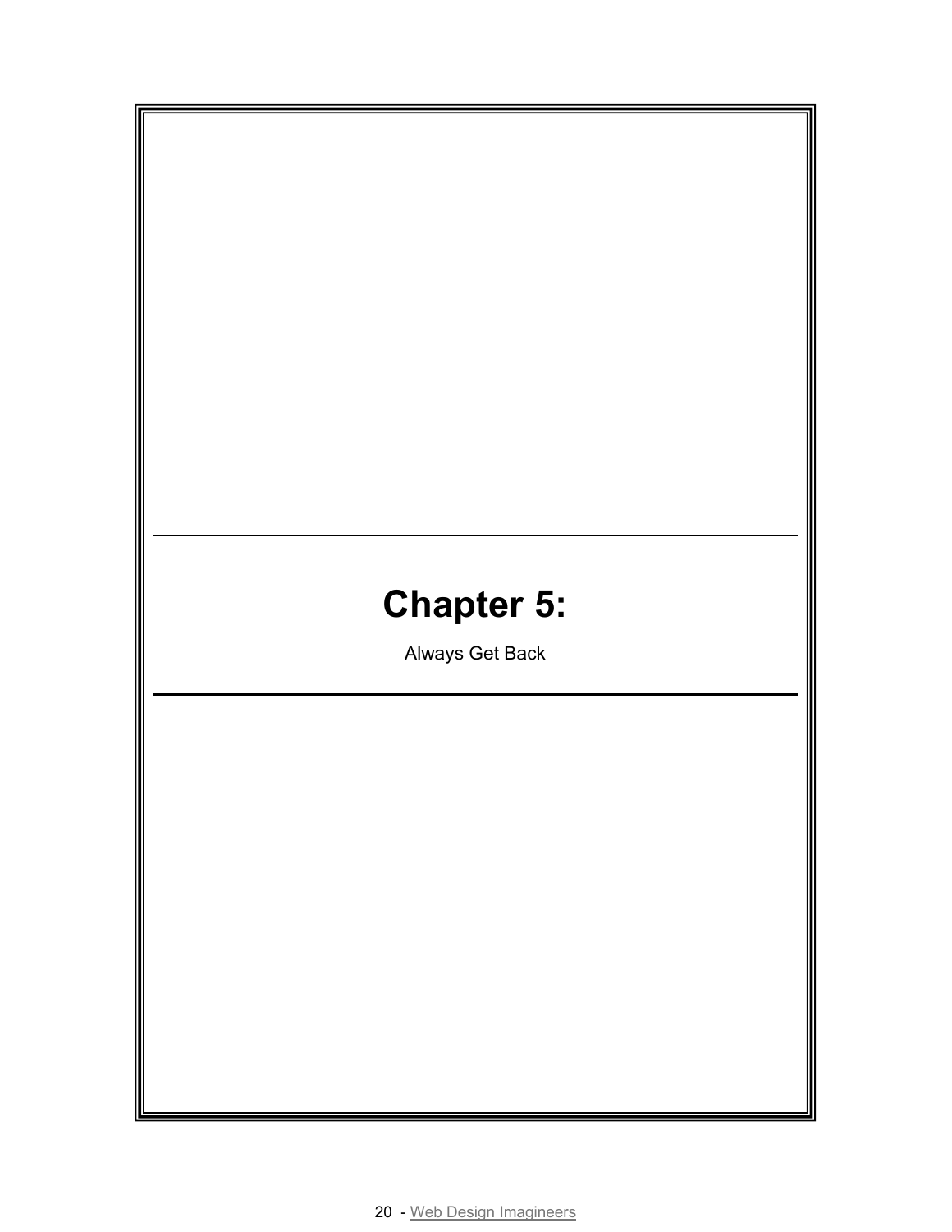# Chapter 5:

Always Get Back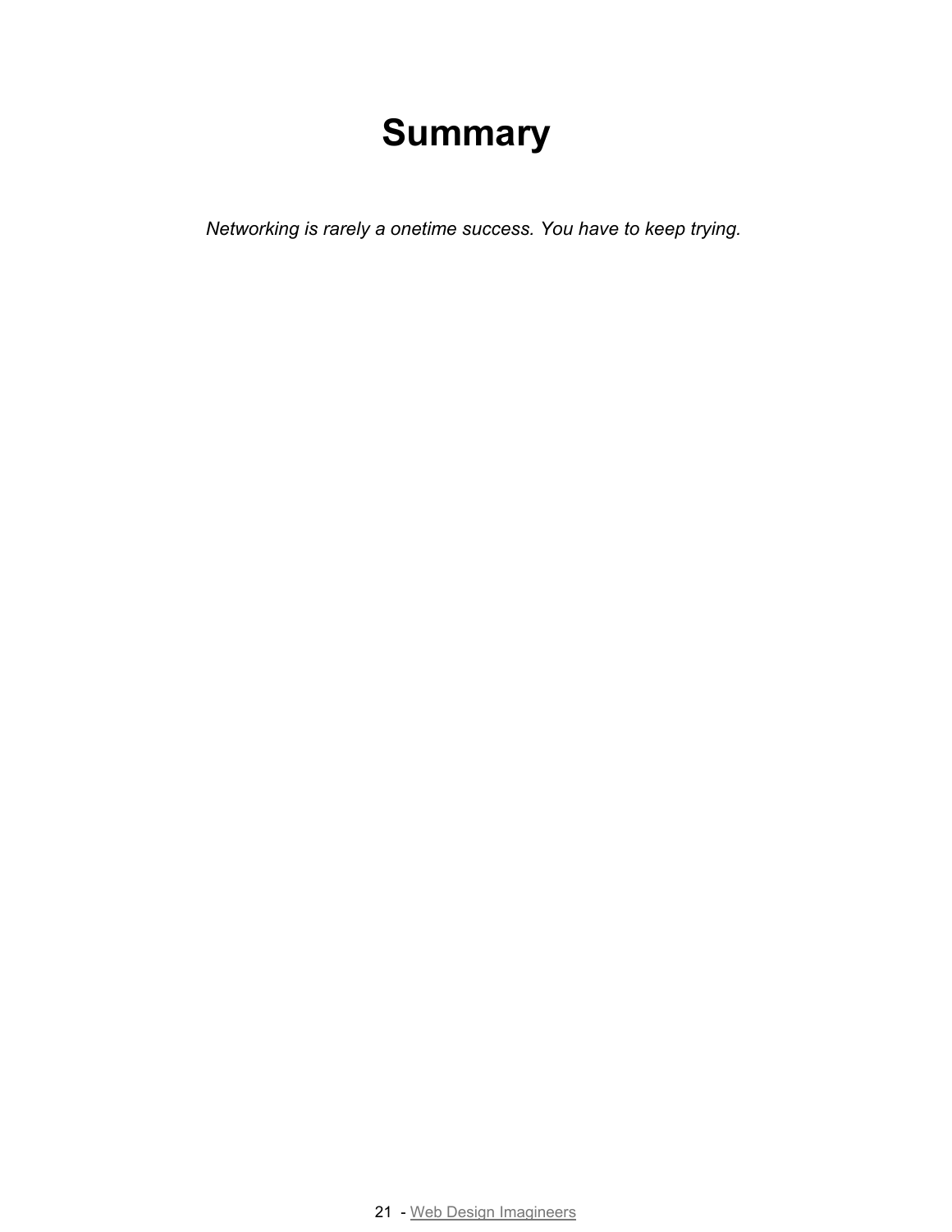# Summary

*Networking is rarely a onetime success. You have to keep trying.*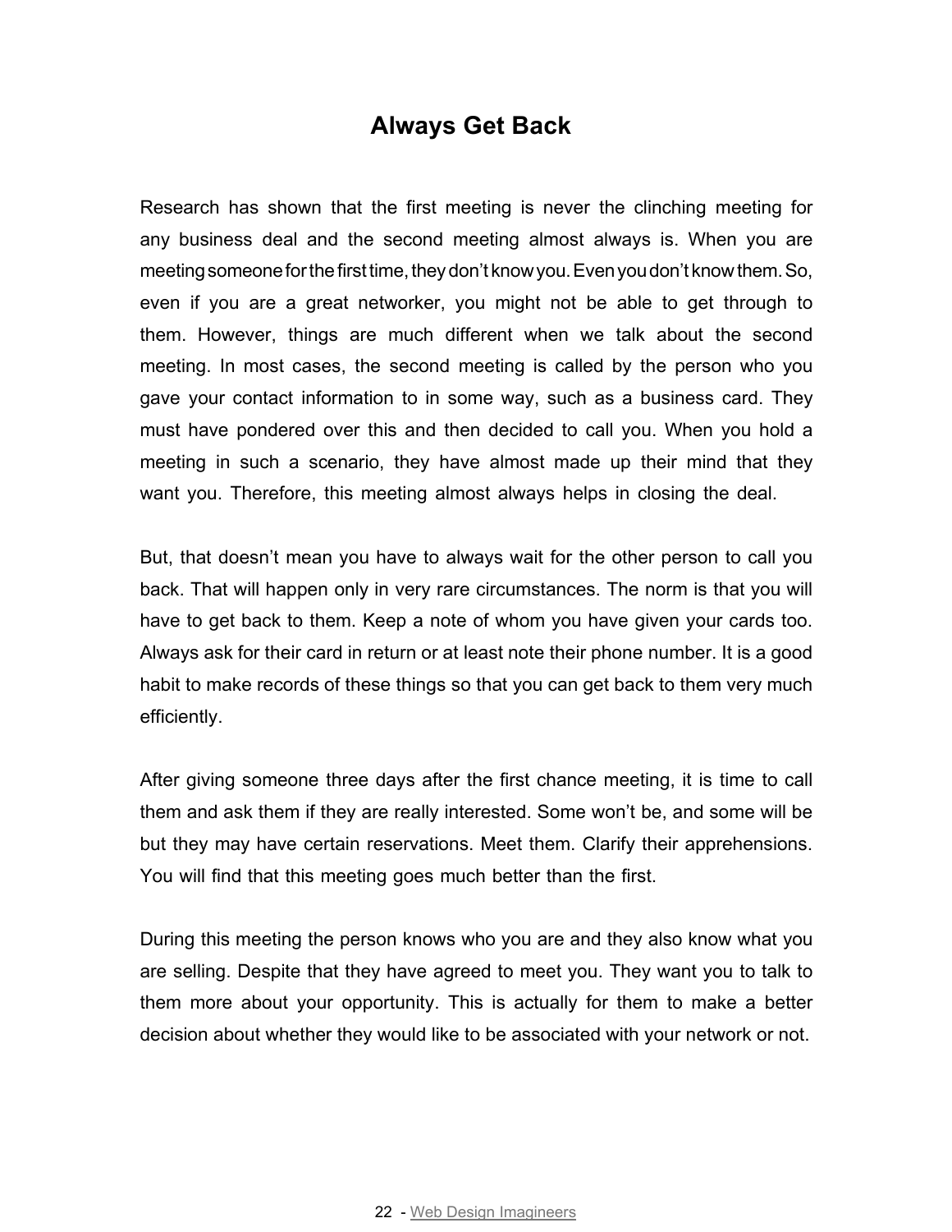# Always Get Back

Research has shown that the first meeting is never the clinching meeting for any business deal and the second meeting almost always is. When you are meeting someone for the first time, they don't know you. Even you don't know them. So, even if you are a great networker, you might not be able to get through to them. However, things are much different when we talk about the second meeting. In most cases, the second meeting is called by the person who you gave your contact information to in some way, such as a business card. They must have pondered over this and then decided to call you. When you hold a meeting in such a scenario, they have almost made up their mind that they want you. Therefore, this meeting almost always helps in closing the deal.

But, that doesn't mean you have to always wait for the other person to call you back. That will happen only in very rare circumstances. The norm is that you will have to get back to them. Keep a note of whom you have given your cards too. Always ask for their card in return or at least note their phone number. It is a good habit to make records of these things so that you can get back to them very much efficiently.

After giving someone three days after the first chance meeting, it is time to call them and ask them if they are really interested. Some won't be, and some will be but they may have certain reservations. Meet them. Clarify their apprehensions. You will find that this meeting goes much better than the first.

During this meeting the person knows who you are and they also know what you are selling. Despite that they have agreed to meet you. They want you to talk to them more about your opportunity. This is actually for them to make a better decision about whether they would like to be associated with your network or not.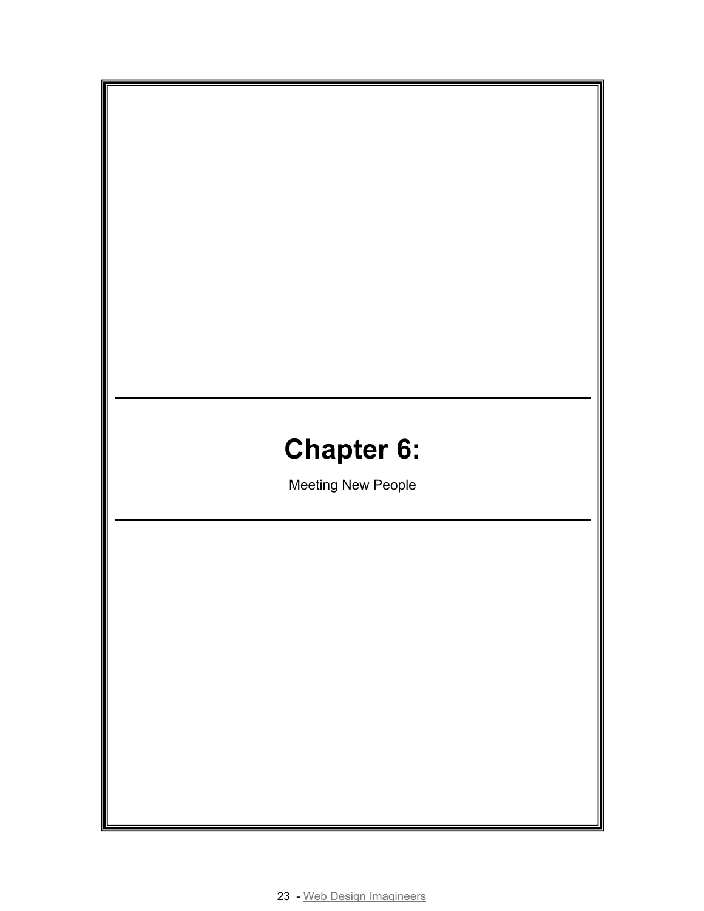# Chapter 6:

Meeting New People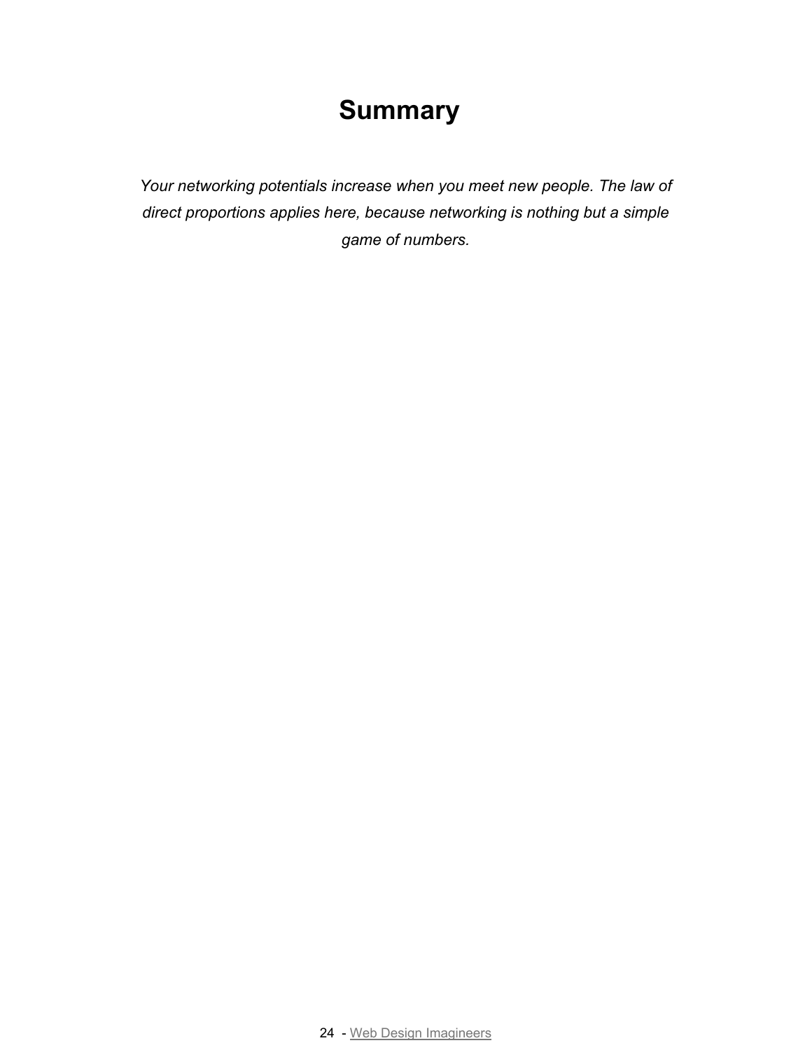# Summary

*Your networking potentials increase when you meet new people. The law of direct proportions applies here, because networking is nothing but a simple game of numbers.*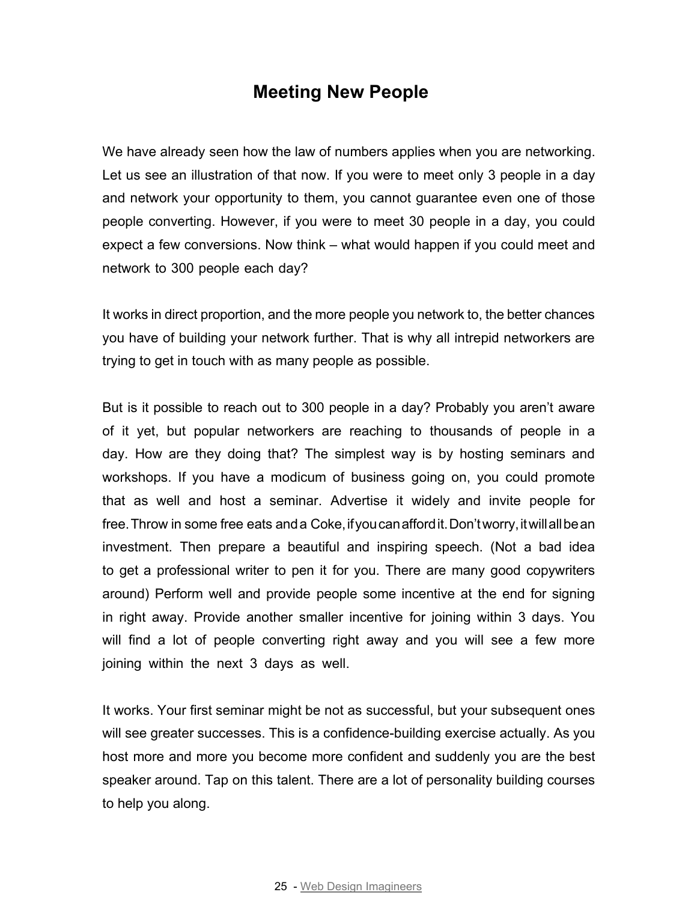# Meeting New People

We have already seen how the law of numbers applies when you are networking. Let us see an illustration of that now. If you were to meet only 3 people in a day and network your opportunity to them, you cannot guarantee even one of those people converting. However, if you were to meet 30 people in a day, you could expect a few conversions. Now think – what would happen if you could meet and network to 300 people each day?

It works in direct proportion, and the more people you network to, the better chances you have of building your network further. That is why all intrepid networkers are trying to get in touch with as many people as possible.

But is it possible to reach out to 300 people in a day? Probably you aren't aware of it yet, but popular networkers are reaching to thousands of people in a day. How are they doing that? The simplest way is by hosting seminars and workshops. If you have a modicum of business going on, you could promote that as well and host a seminar. Advertise it widely and invite people for free. Throw in some free eats and a Coke, if you can afford it. Don't worry, it will all be an investment. Then prepare a beautiful and inspiring speech. (Not a bad idea to get a professional writer to pen it for you. There are many good copywriters around) Perform well and provide people some incentive at the end for signing in right away. Provide another smaller incentive for joining within 3 days. You will find a lot of people converting right away and you will see a few more joining within the next 3 days as well.

It works. Your first seminar might be not as successful, but your subsequent ones will see greater successes. This is a confidence-building exercise actually. As you host more and more you become more confident and suddenly you are the best speaker around. Tap on this talent. There are a lot of personality building courses to help you along.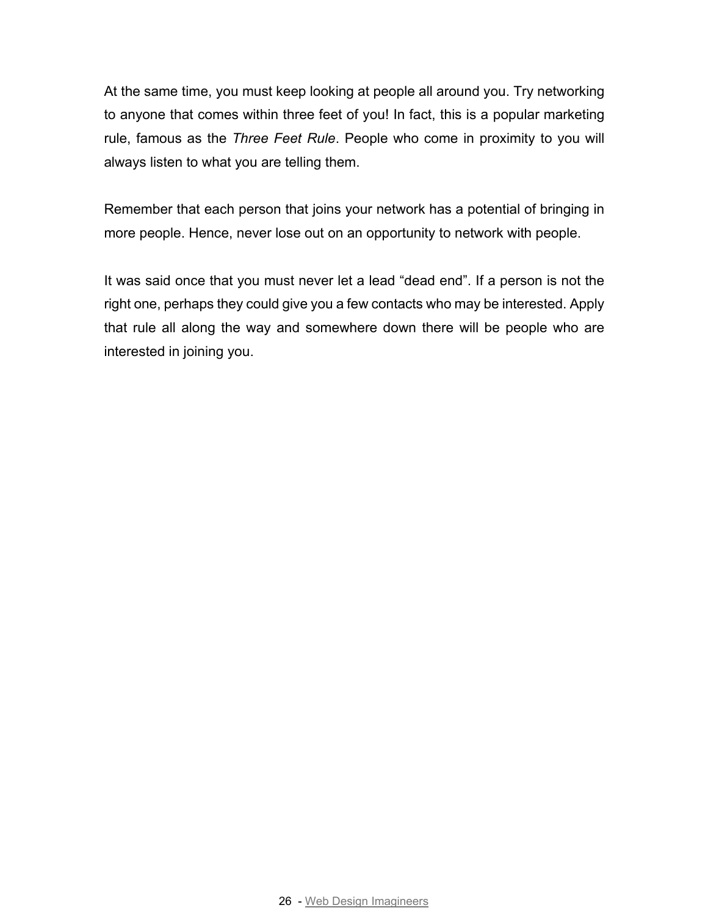At the same time, you must keep looking at people all around you. Try networking to anyone that comes within three feet of you! In fact, this is a popular marketing rule, famous as the *Three Feet Rule*. People who come in proximity to you will always listen to what you are telling them.

Remember that each person that joins your network has a potential of bringing in more people. Hence, never lose out on an opportunity to network with people.

It was said once that you must never let a lead "dead end". If a person is not the right one, perhaps they could give you a few contacts who may be interested. Apply that rule all along the way and somewhere down there will be people who are interested in joining you.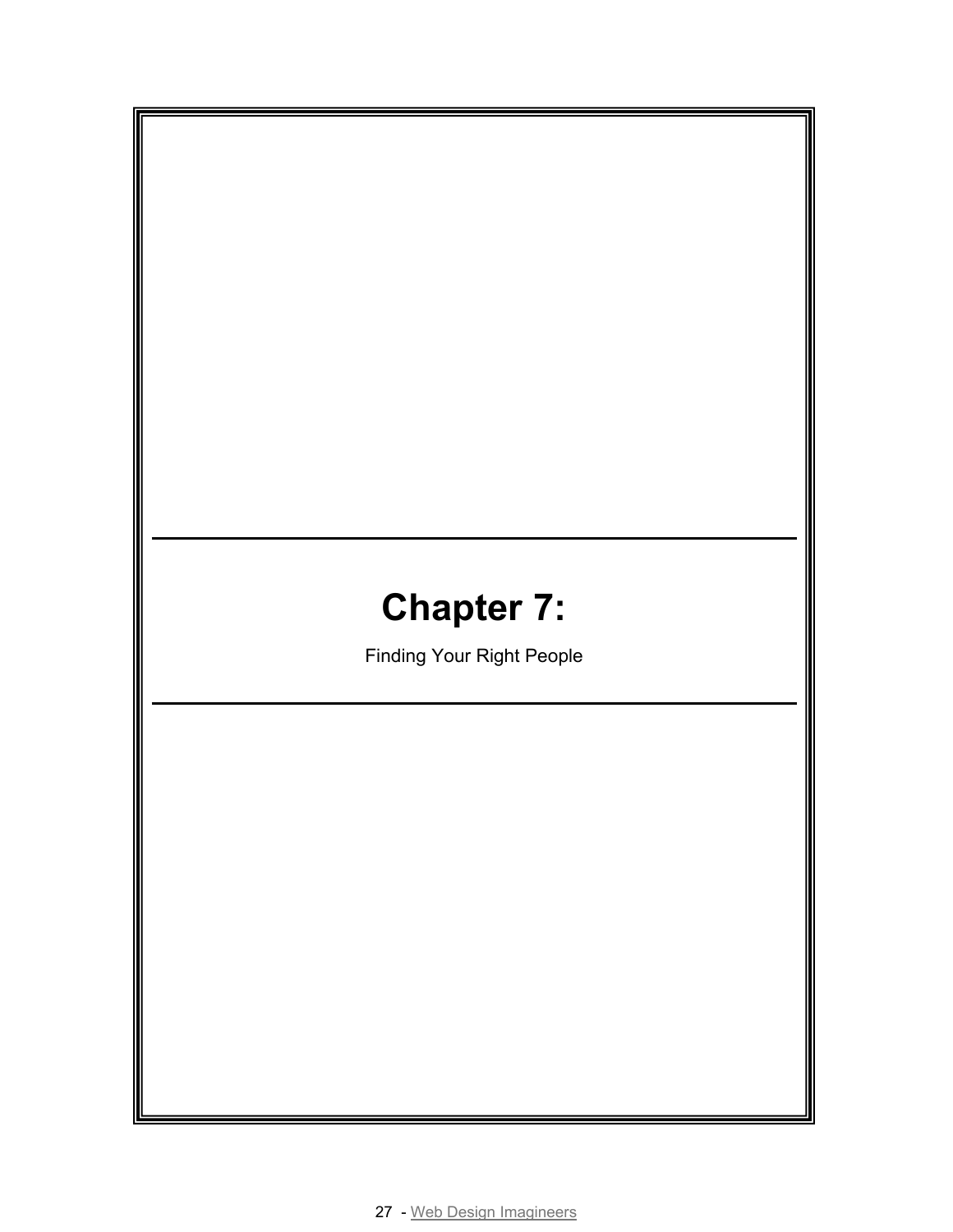# Chapter 7:

Finding Your Right People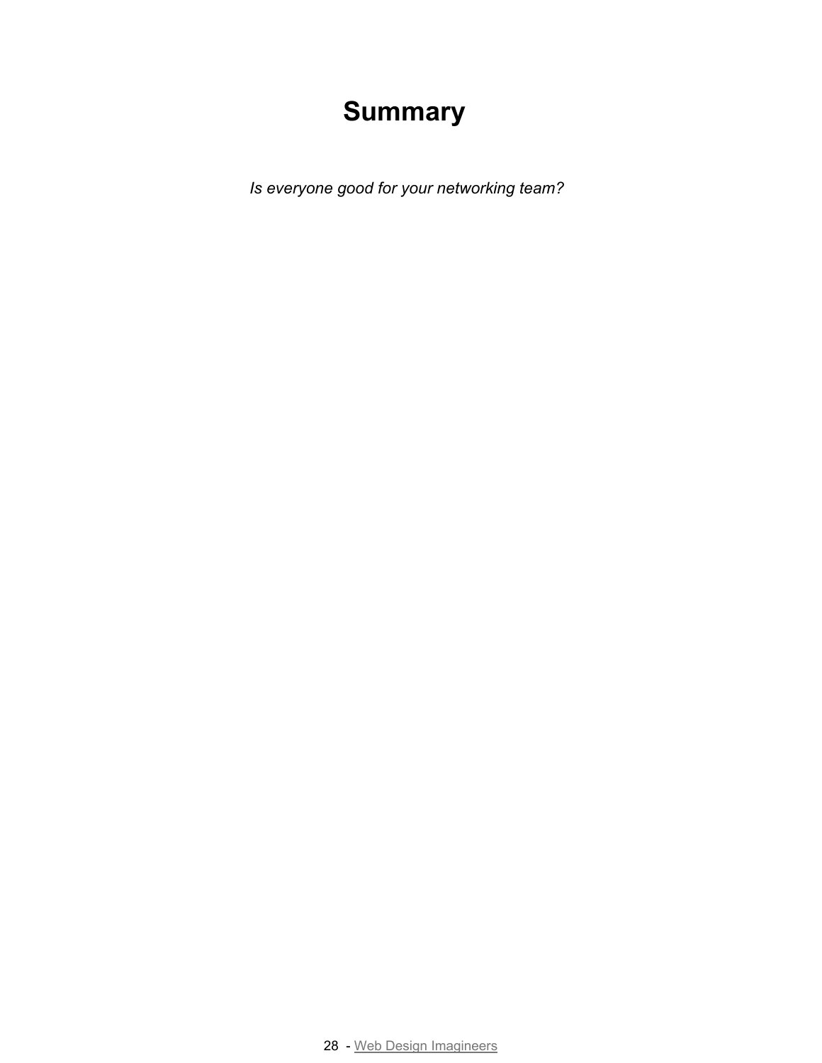# Summary

*Is everyone good for your networking team?*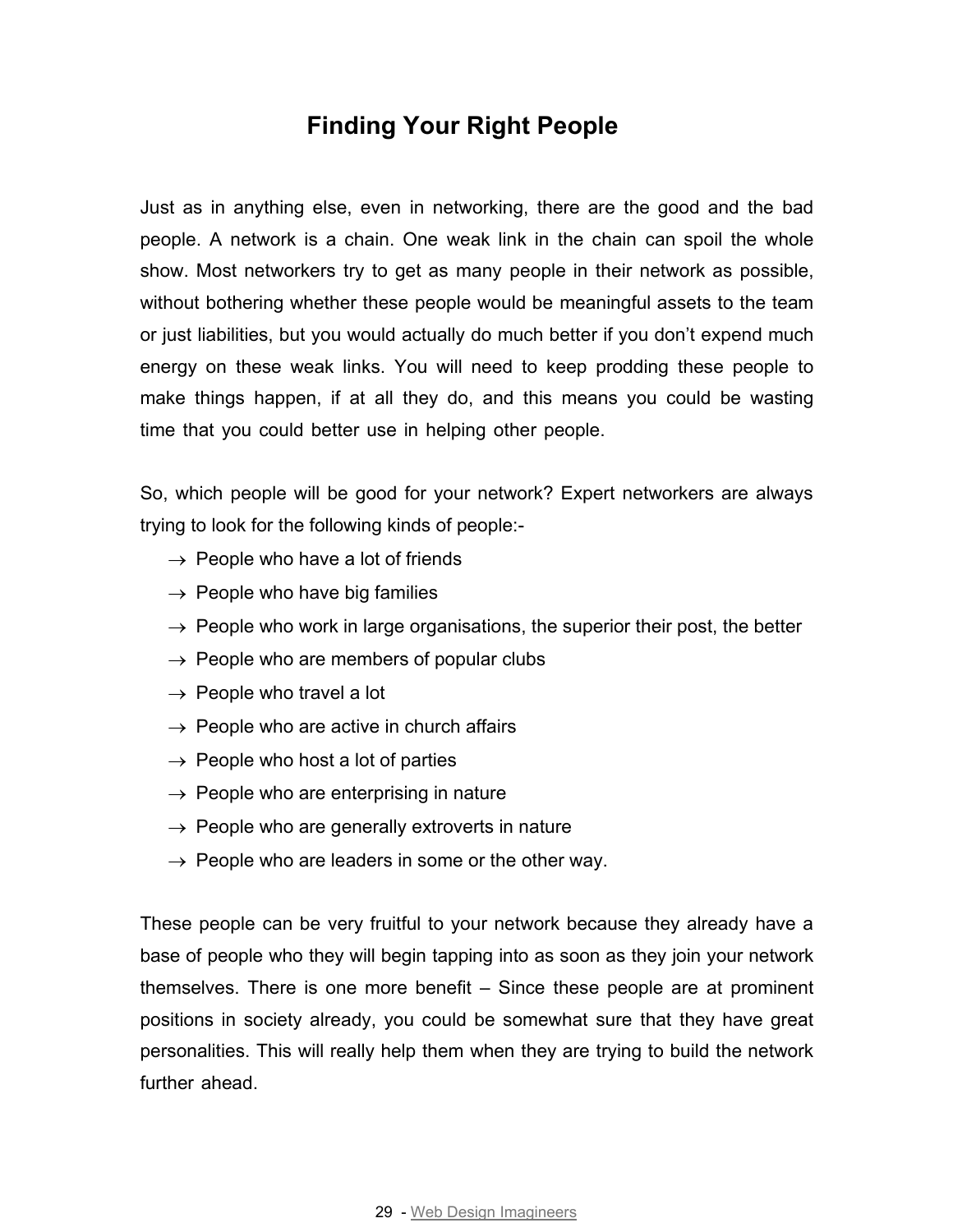# Finding Your Right People

Just as in anything else, even in networking, there are the good and the bad people. A network is a chain. One weak link in the chain can spoil the whole show. Most networkers try to get as many people in their network as possible, without bothering whether these people would be meaningful assets to the team or just liabilities, but you would actually do much better if you don't expend much energy on these weak links. You will need to keep prodding these people to make things happen, if at all they do, and this means you could be wasting time that you could better use in helping other people.

So, which people will be good for your network? Expert networkers are always trying to look for the following kinds of people:-

- → People who have a lot of friends
- → People who have big families
- → People who work in large organisations, the superior their post, the better
- → People who are members of popular clubs
- → People who travel a lot
- → People who are active in church affairs
- → People who host a lot of parties
- → People who are enterprising in nature
- → People who are generally extroverts in nature
- → People who are leaders in some or the other way.

These people can be very fruitful to your network because they already have a base of people who they will begin tapping into as soon as they join your network themselves. There is one more benefit – Since these people are at prominent positions in society already, you could be somewhat sure that they have great personalities. This will really help them when they are trying to build the network further ahead.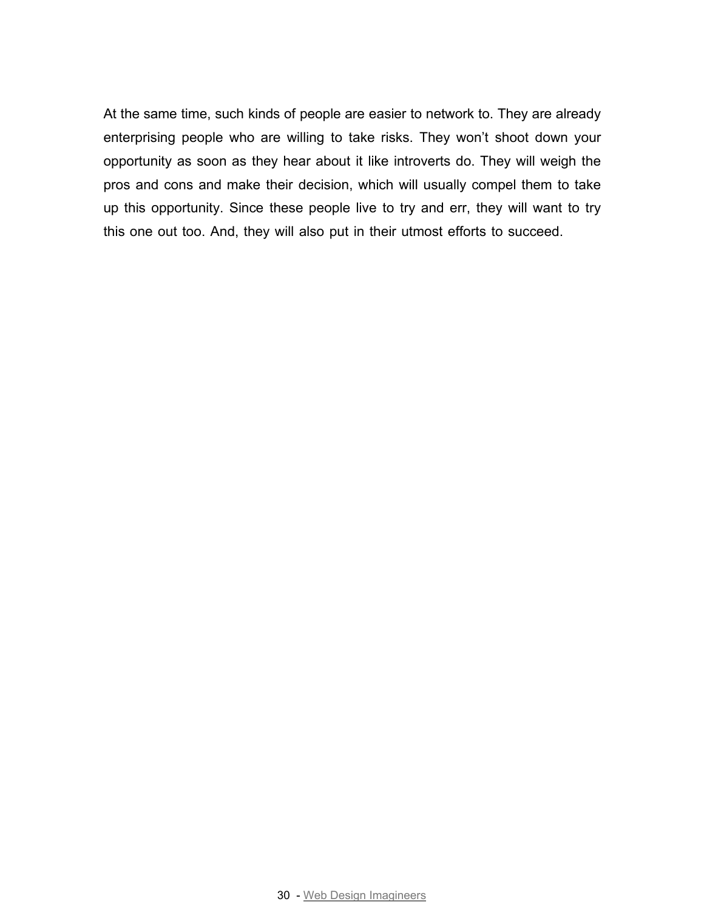At the same time, such kinds of people are easier to network to. They are already enterprising people who are willing to take risks. They won't shoot down your opportunity as soon as they hear about it like introverts do. They will weigh the pros and cons and make their decision, which will usually compel them to take up this opportunity. Since these people live to try and err, they will want to try this one out too. And, they will also put in their utmost efforts to succeed.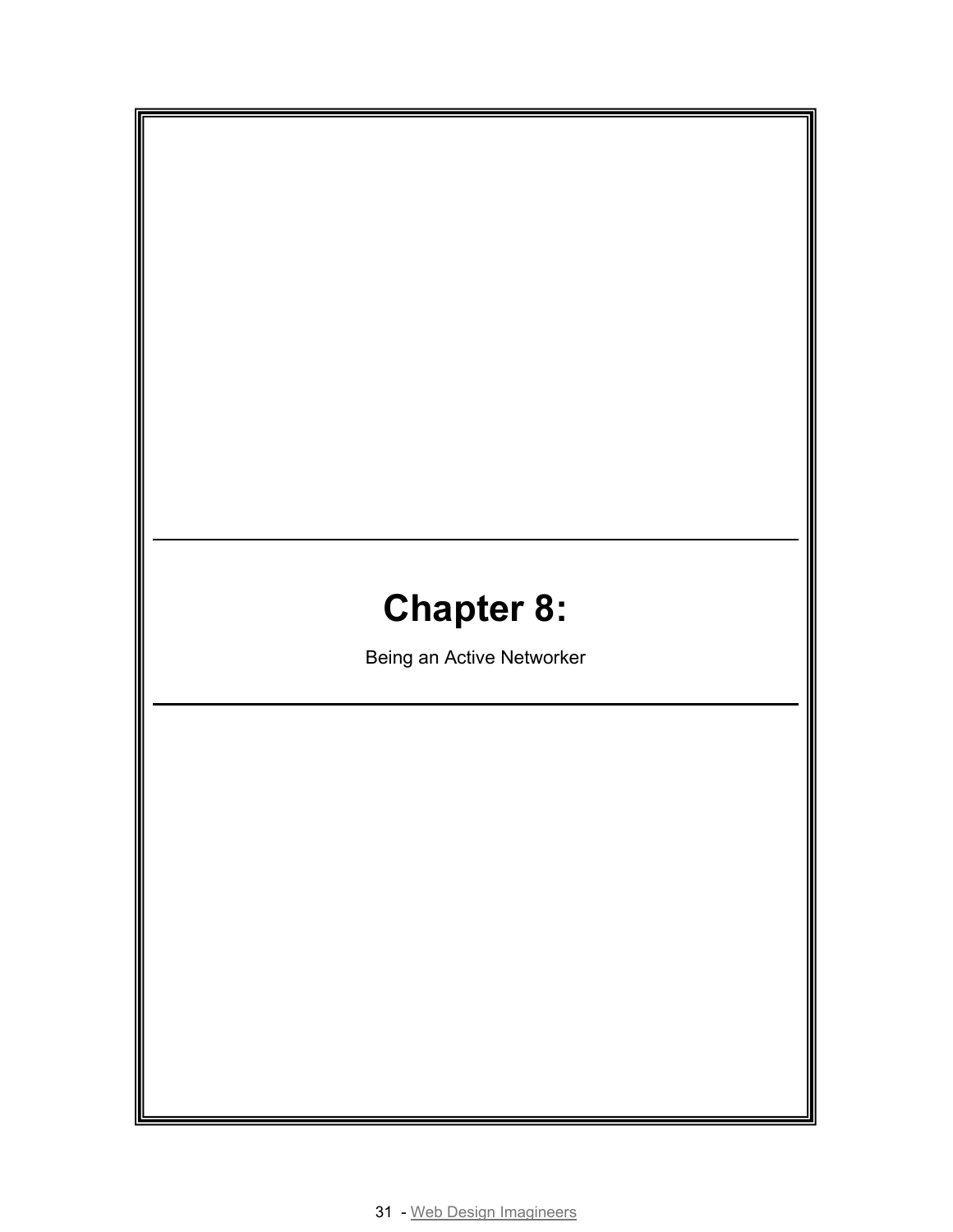# Chapter 8:

Being an Active Networker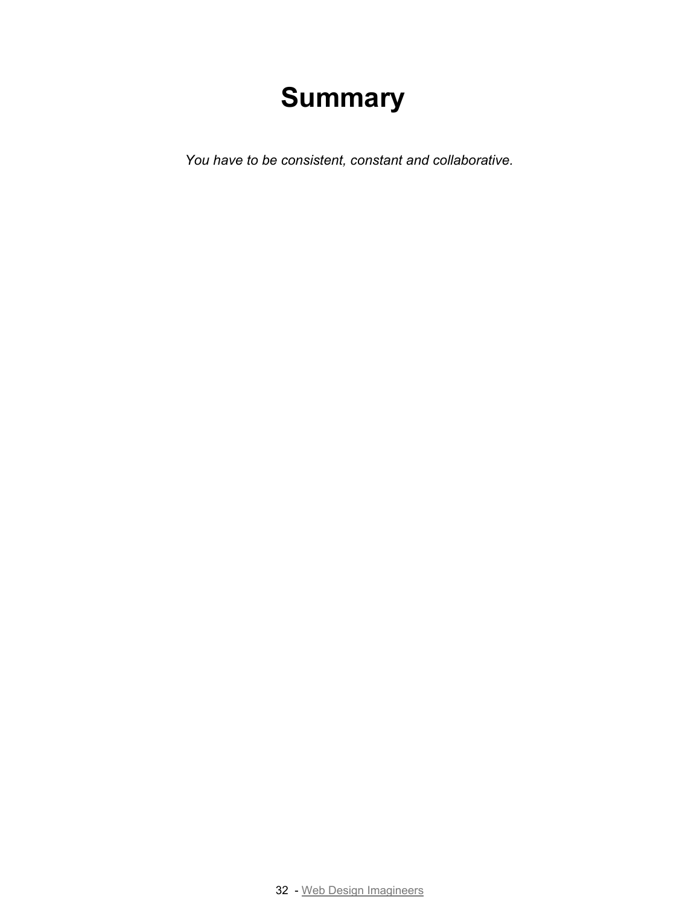# Summary

*You have to be consistent, constant and collaborative.*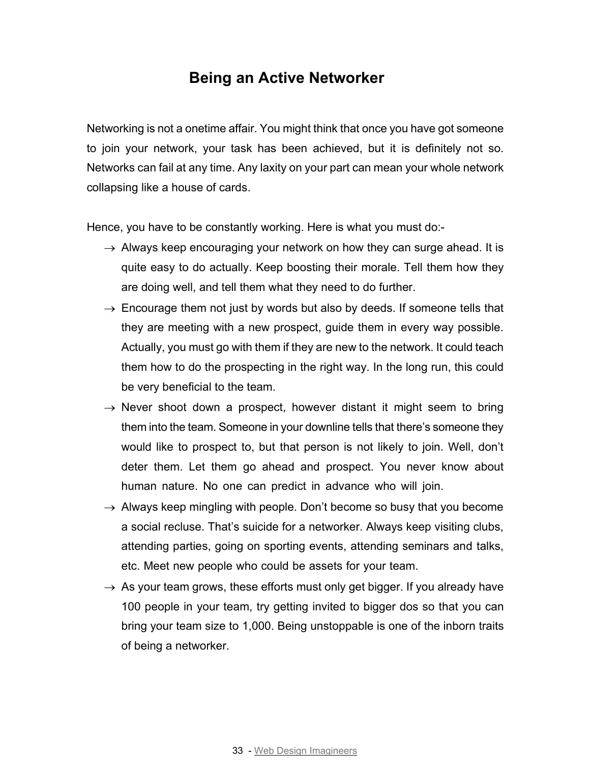# Being an Active Networker

Networking is not a onetime affair. You might think that once you have got someone to join your network, your task has been achieved, but it is definitely not so. Networks can fail at any time. Any laxity on your part can mean your whole network collapsing like a house of cards.

Hence, you have to be constantly working. Here is what you must do:-

- Always keep encouraging your network on how they can surge ahead. It is quite easy to do actually. Keep boosting their morale. Tell them how they are doing well, and tell them what they need to do further.
- Encourage them not just by words but also by deeds. If someone tells that they are meeting with a new prospect, guide them in every way possible. Actually, you must go with them if they are new to the network. It could teach them how to do the prospecting in the right way. In the long run, this could be very beneficial to the team.
- Never shoot down a prospect, however distant it might seem to bring them into the team. Someone in your downline tells that there's someone they would like to prospect to, but that person is not likely to join. Well, don't deter them. Let them go ahead and prospect. You never know about human nature. No one can predict in advance who will join.
- Always keep mingling with people. Don't become so busy that you become a social recluse. That's suicide for a networker. Always keep visiting clubs, attending parties, going on sporting events, attending seminars and talks, etc. Meet new people who could be assets for your team.
- As your team grows, these efforts must only get bigger. If you already have 100 people in your team, try getting invited to bigger dos so that you can bring your team size to 1,000. Being unstoppable is one of the inborn traits of being a networker.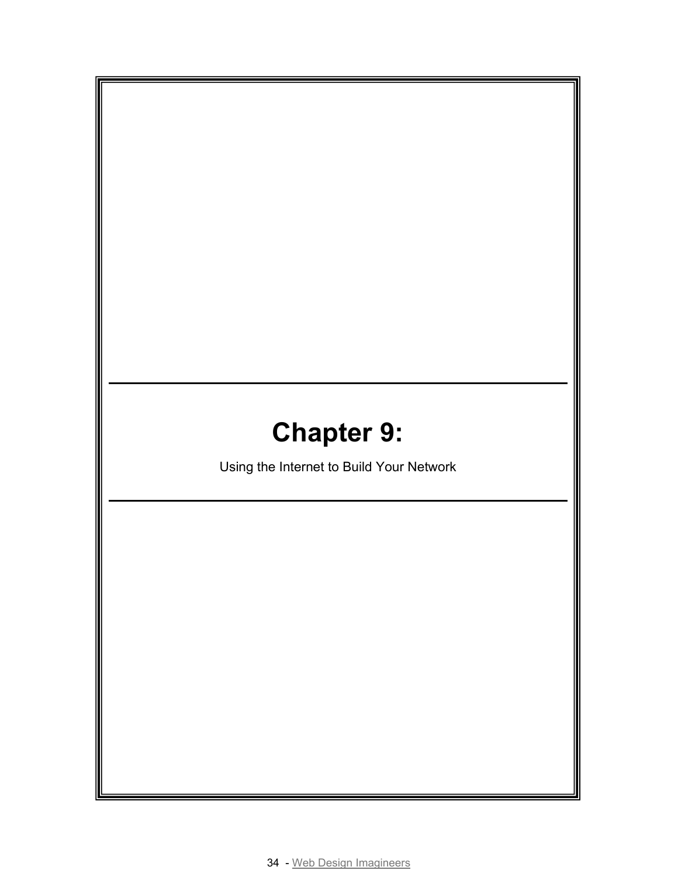# Chapter 9:

Using the Internet to Build Your Network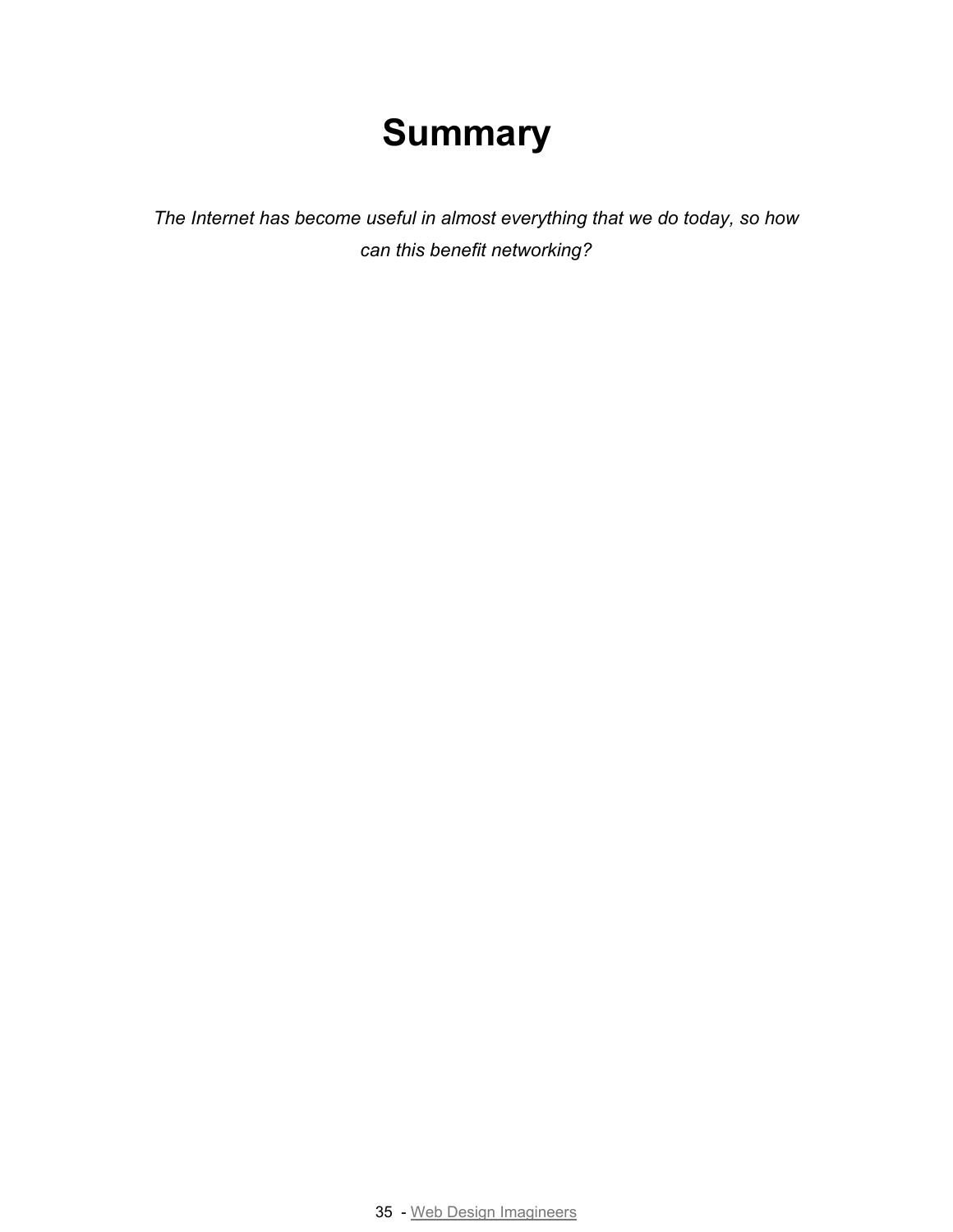# Summary

*The Internet has become useful in almost everything that we do today, so how can this benefit networking?*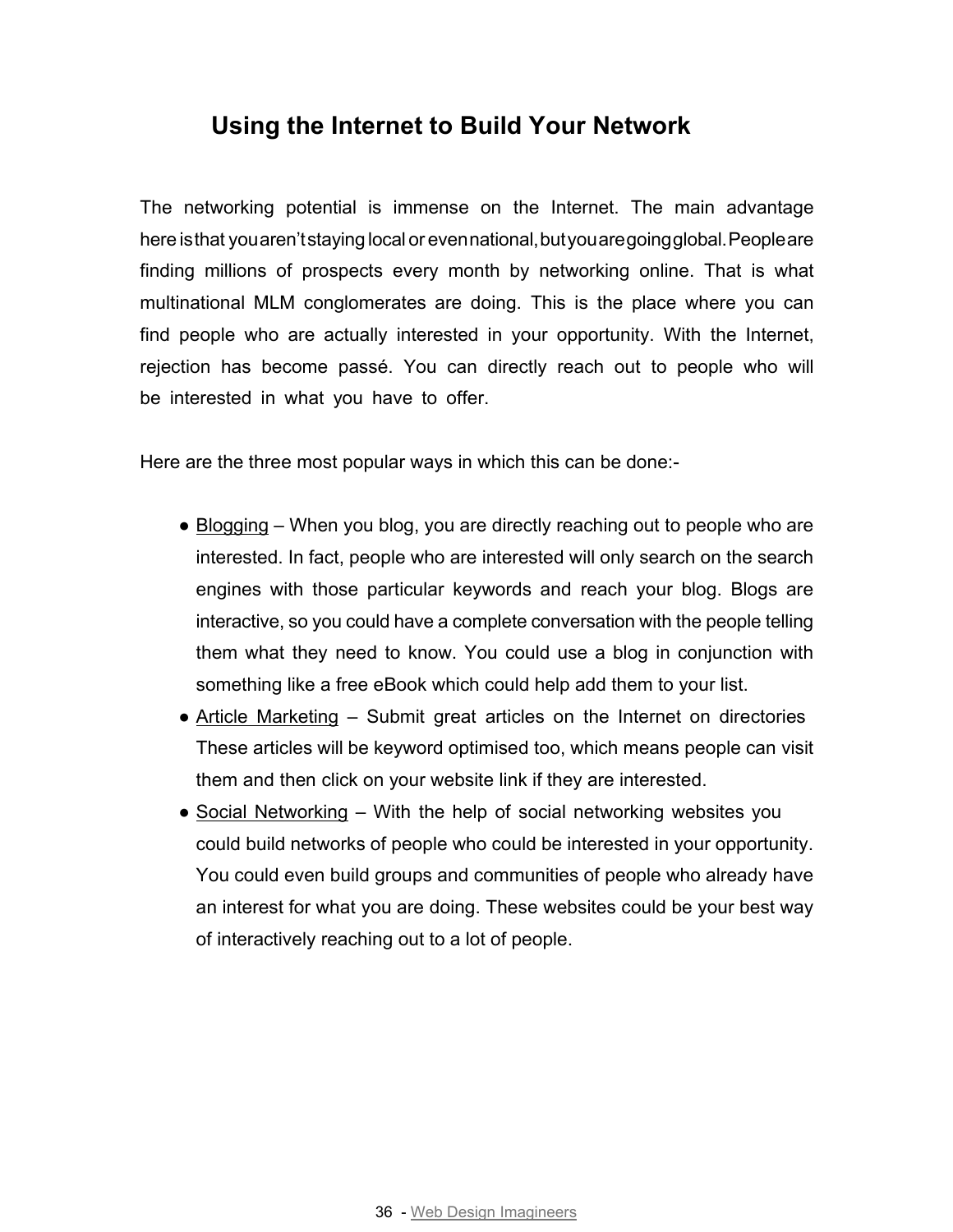## Using the Internet to Build Your Network

The networking potential is immense on the Internet. The main advantage here is that you aren't staying local or even national, but you are going global. People are finding millions of prospects every month by networking online. That is what multinational MLM conglomerates are doing. This is the place where you can find people who are actually interested in your opportunity. With the Internet, rejection has become passé. You can directly reach out to people who will be interested in what you have to offer.

Here are the three most popular ways in which this can be done:-

- Blogging – When you blog, you are directly reaching out to people who are interested. In fact, people who are interested will only search on the search engines with those particular keywords and reach your blog. Blogs are interactive, so you could have a complete conversation with the people telling them what they need to know. You could use a blog in conjunction with something like a free eBook which could help add them to your list.
- Article Marketing – Submit great articles on the Internet on directories These articles will be keyword optimised too, which means people can visit them and then click on your website link if they are interested.
- Social Networking – With the help of social networking websites you could build networks of people who could be interested in your opportunity. You could even build groups and communities of people who already have an interest for what you are doing. These websites could be your best way of interactively reaching out to a lot of people.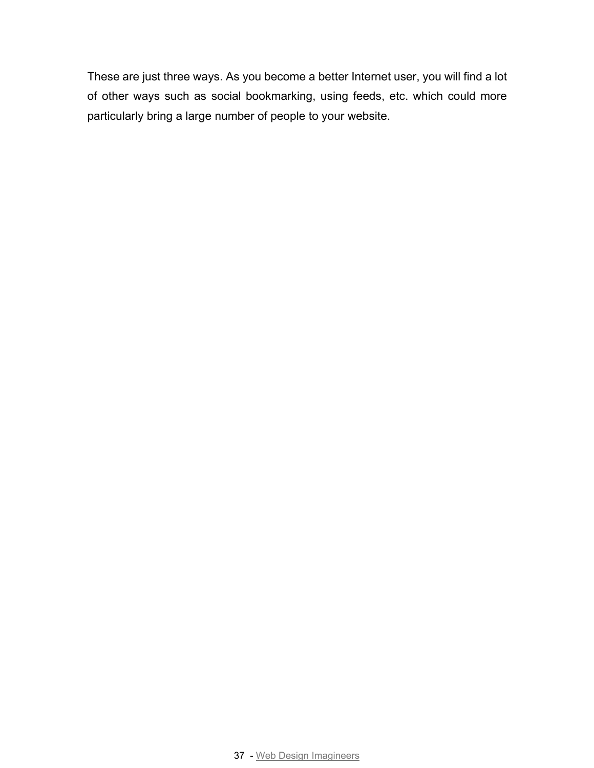These are just three ways. As you become a better Internet user, you will find a lot of other ways such as social bookmarking, using feeds, etc. which could more particularly bring a large number of people to your website.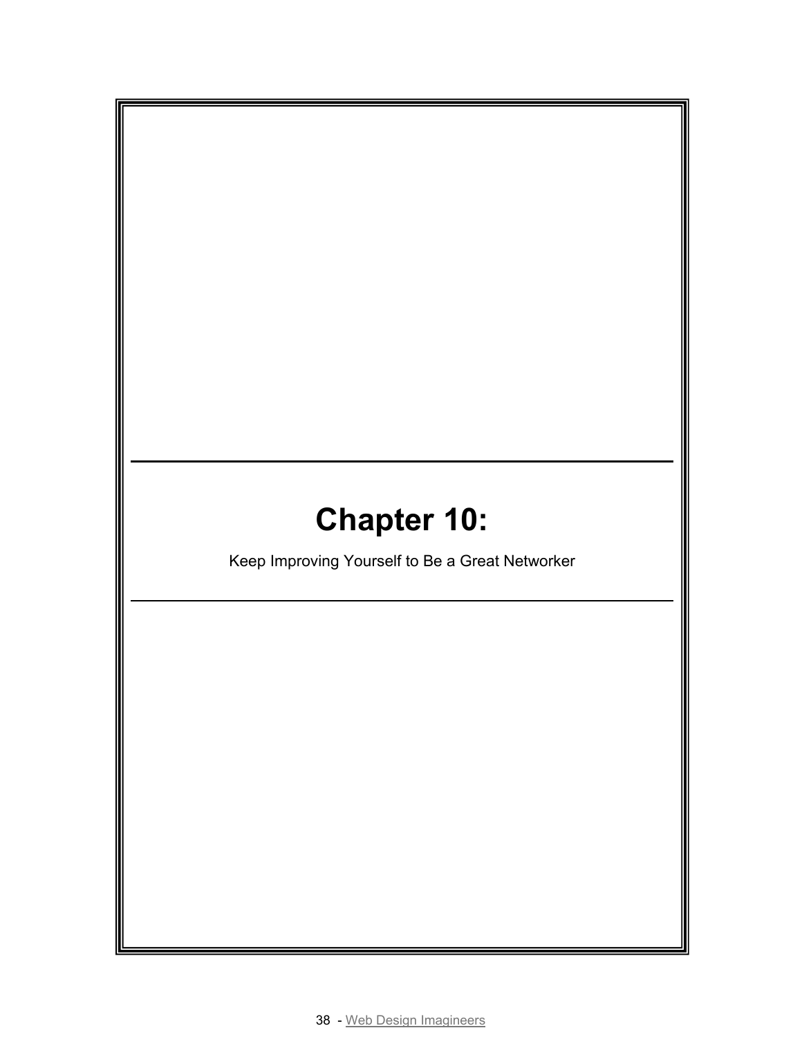# Chapter 10:

Keep Improving Yourself to Be a Great Networker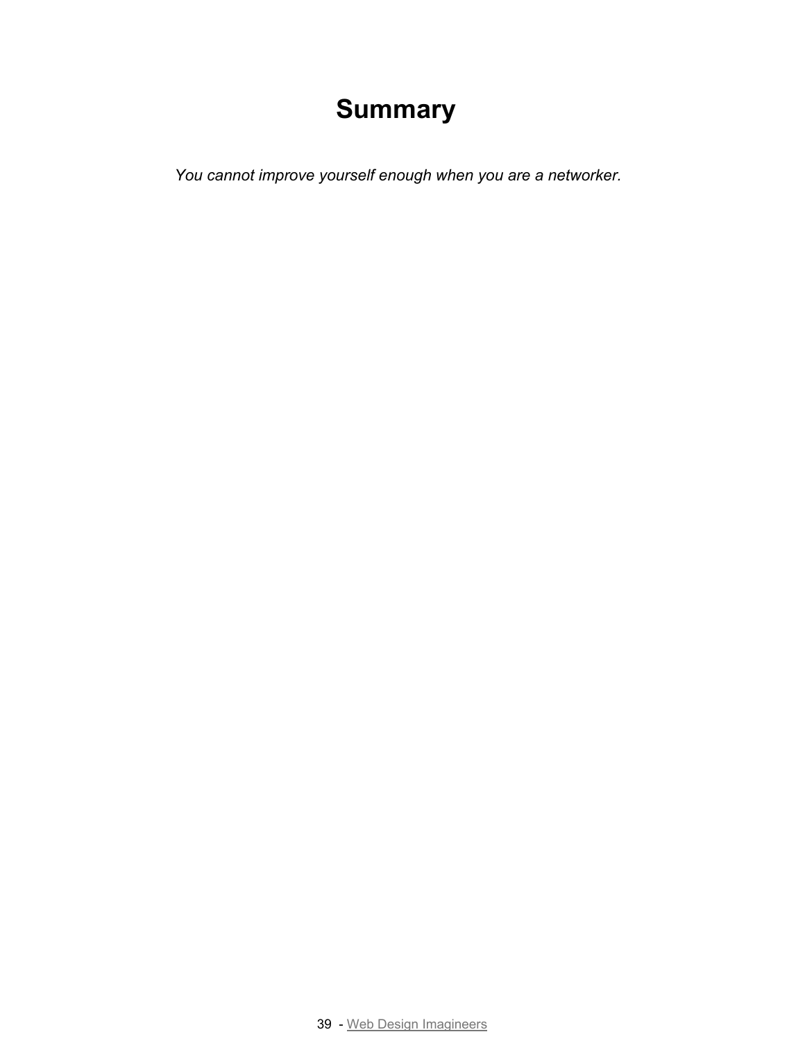# Summary

*You cannot improve yourself enough when you are a networker.*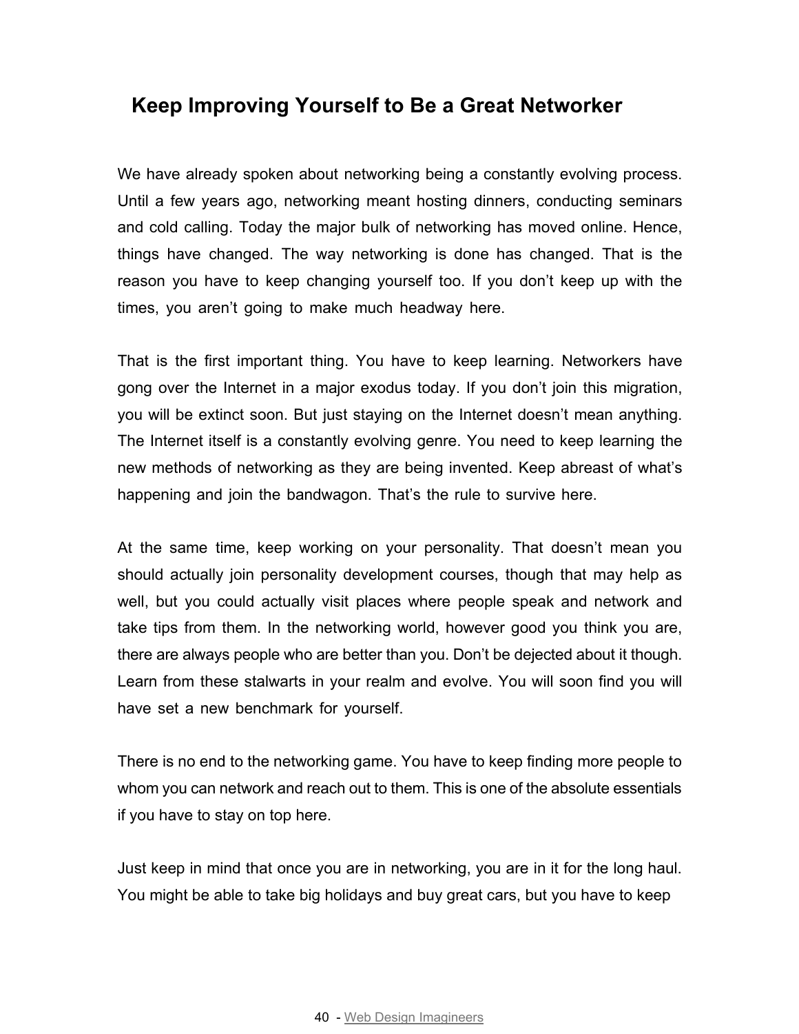## Keep Improving Yourself to Be a Great Networker

We have already spoken about networking being a constantly evolving process. Until a few years ago, networking meant hosting dinners, conducting seminars and cold calling. Today the major bulk of networking has moved online. Hence, things have changed. The way networking is done has changed. That is the reason you have to keep changing yourself too. If you don't keep up with the times, you aren't going to make much headway here.

That is the first important thing. You have to keep learning. Networkers have gong over the Internet in a major exodus today. If you don't join this migration, you will be extinct soon. But just staying on the Internet doesn't mean anything. The Internet itself is a constantly evolving genre. You need to keep learning the new methods of networking as they are being invented. Keep abreast of what's happening and join the bandwagon. That's the rule to survive here.

At the same time, keep working on your personality. That doesn't mean you should actually join personality development courses, though that may help as well, but you could actually visit places where people speak and network and take tips from them. In the networking world, however good you think you are, there are always people who are better than you. Don't be dejected about it though. Learn from these stalwarts in your realm and evolve. You will soon find you will have set a new benchmark for yourself.

There is no end to the networking game. You have to keep finding more people to whom you can network and reach out to them. This is one of the absolute essentials if you have to stay on top here.

Just keep in mind that once you are in networking, you are in it for the long haul. You might be able to take big holidays and buy great cars, but you have to keep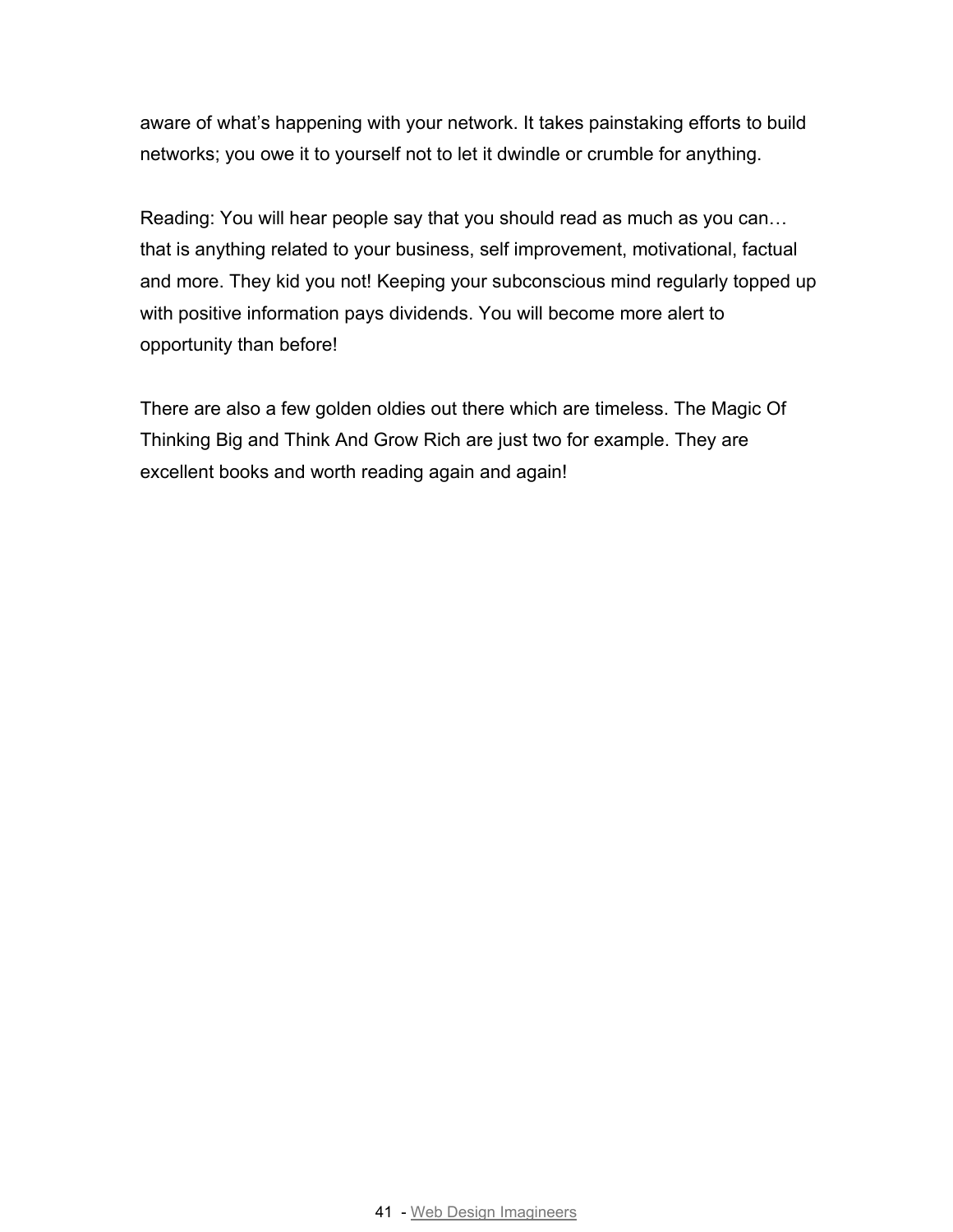aware of what's happening with your network. It takes painstaking efforts to build networks; you owe it to yourself not to let it dwindle or crumble for anything.

Reading: You will hear people say that you should read as much as you can… that is anything related to your business, self improvement, motivational, factual and more. They kid you not! Keeping your subconscious mind regularly topped up with positive information pays dividends. You will become more alert to opportunity than before!

There are also a few golden oldies out there which are timeless. The Magic Of Thinking Big and Think And Grow Rich are just two for example. They are excellent books and worth reading again and again!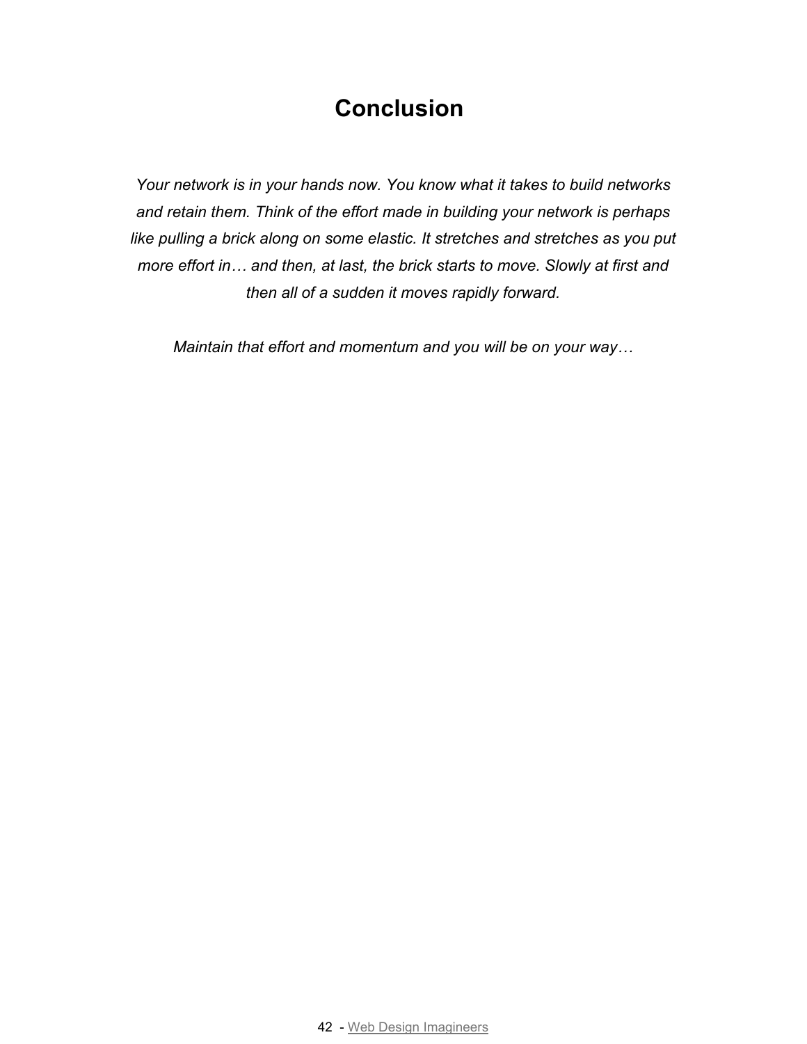# Conclusion

*Your network is in your hands now. You know what it takes to build networks and retain them. Think of the effort made in building your network is perhaps like pulling a brick along on some elastic. It stretches and stretches as you put more effort in… and then, at last, the brick starts to move. Slowly at first and then all of a sudden it moves rapidly forward.*

*Maintain that effort and momentum and you will be on your way…*